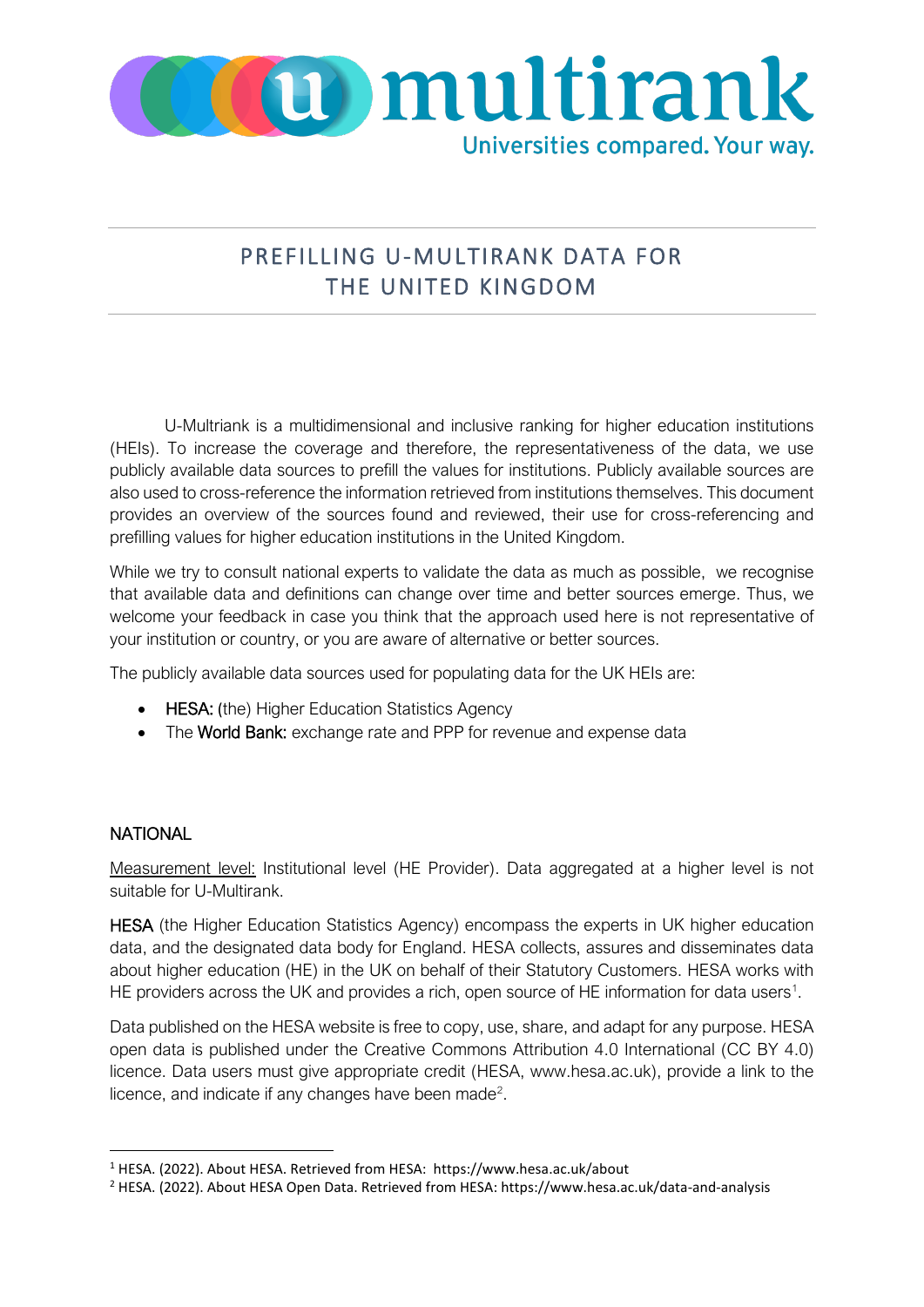# PREFILLING U-MULTIRANK DATA FOR THE UNITED KINGDOM

U-Multriank is a multidimensional and inclusive ranking for higher education institutions (HEIs). To increase the coverage and therefore, the representativeness of the data, we use publicly available data sources to prefill the values for institutions. Publicly available sources are also used to cross-reference the information retrieved from institutions themselves. This document provides an overview of the sources found and reviewed, their use for cross-referencing and prefilling values for higher education institutions in the United Kingdom.

While we try to consult national experts to validate the data as much as possible, we recognise that available data and definitions can change over time and better sources emerge. Thus, we welcome your feedback in case you think that the approach used here is not representative of your institution or country, or you are aware of alternative or better sources.

The publicly available data sources used for populating data for the UK HEIs are:

- **HESA:** (the) Higher Education Statistics Agency
- The **World Bank:** exchange rate and PPP for revenue and expense data

## NATIONAL

Measurement level: Institutional level (HE Provider). Data aggregated at a higher level is not suitable for U-Multirank.

**HESA** (the Higher Education Statistics Agency) encompass the experts in UK higher education data, and the designated data body for England. HESA collects, assures and disseminates data about higher education (HE) in the UK on behalf of their Statutory Customers. HESA works with HE providers across the UK and provides a rich, open source of HE information for data users[1].

Data published on the HESA website is free to copy, use, share, and adapt for any purpose. HESA open data is published under the Creative Commons Attribution 4.0 International (CC BY 4.0) licence. Data users must give appropriate credit (HESA, www.hesa.ac.uk), provide a link to the licence, and indicate if any changes have been made[2].

---

[1] HESA. (2022). About HESA. Retrieved from HESA: https://www.hesa.ac.uk/about

[2] HESA. (2022). About HESA Open Data. Retrieved from HESA: https://www.hesa.ac.uk/data-and-analysis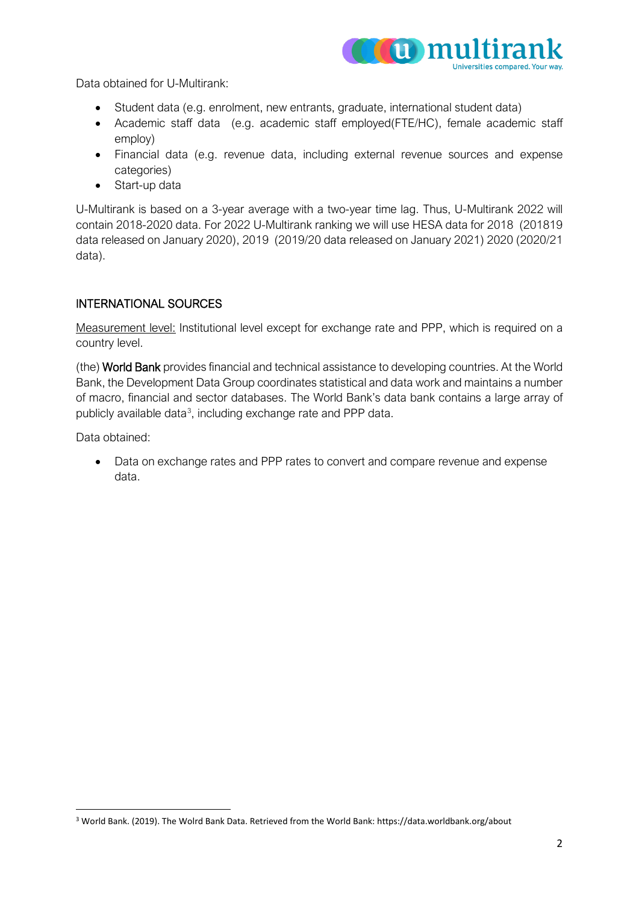Data obtained for U-Multirank:

- Student data (e.g. enrolment, new entrants, graduate, international student data)
- Academic staff data (e.g. academic staff employed(FTE/HC), female academic staff employ)
- Financial data (e.g. revenue data, including external revenue sources and expense categories)
- Start-up data

U-Multirank is based on a 3-year average with a two-year time lag. Thus, U-Multirank 2022 will contain 2018-2020 data. For 2022 U-Multirank ranking we will use HESA data for 2018 (201819 data released on January 2020), 2019 (2019/20 data released on January 2021) 2020 (2020/21 data).

## INTERNATIONAL SOURCES

Measurement level: Institutional level except for exchange rate and PPP, which is required on a country level.

(the) World Bank provides financial and technical assistance to developing countries. At the World Bank, the Development Data Group coordinates statistical and data work and maintains a number of macro, financial and sector databases. The World Bank's data bank contains a large array of publicly available data[3], including exchange rate and PPP data.

Data obtained:

- Data on exchange rates and PPP rates to convert and compare revenue and expense data.

[3] World Bank. (2019). The Wolrd Bank Data. Retrieved from the World Bank: https://data.worldbank.org/about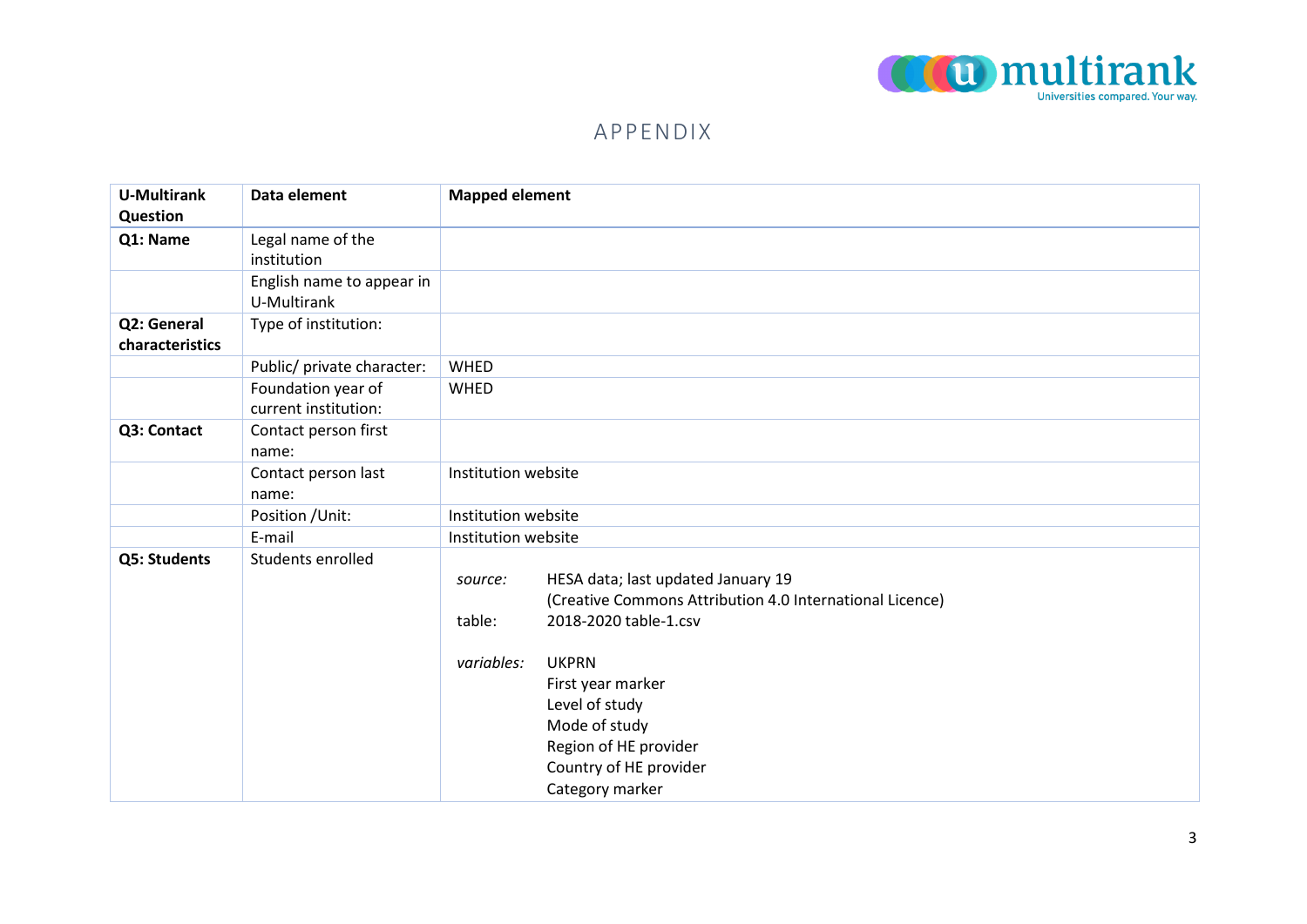# APPENDIX

| U-Multirank Question | Data element | Mapped element |
|---|---|---|
| **Q1: Name** | Legal name of the institution | |
| | English name to appear in U-Multirank | |
| **Q2: General characteristics** | Type of institution: | |
| | Public/ private character: | WHED |
| | Foundation year of current institution: | WHED |
| **Q3: Contact** | Contact person first name: | |
| | Contact person last name: | Institution website |
| | Position /Unit: | Institution website |
| | E-mail | Institution website |
| **Q5: Students** | Students enrolled | *source:* HESA data; last updated January 19 (Creative Commons Attribution 4.0 International Licence)<br>table: 2018-2020 table-1.csv<br><br>*variables:* UKPRN<br>First year marker<br>Level of study<br>Mode of study<br>Region of HE provider<br>Country of HE provider<br>Category marker |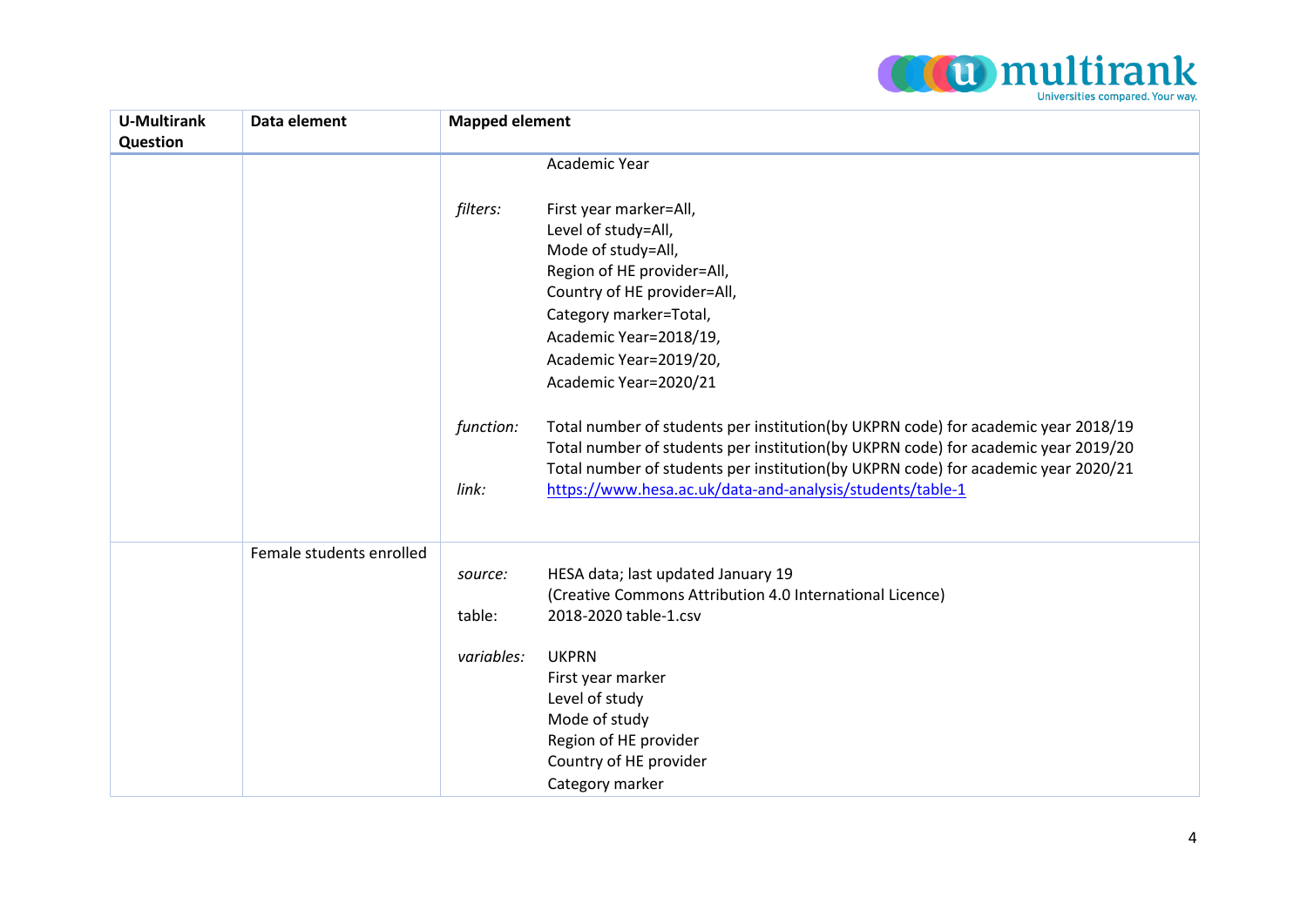| U-Multirank Question | Data element | Mapped element |
|---|---|---|
| | | Academic Year<br><br>*filters:* First year marker=All,<br>Level of study=All,<br>Mode of study=All,<br>Region of HE provider=All,<br>Country of HE provider=All,<br>Category marker=Total,<br>Academic Year=2018/19,<br>Academic Year=2019/20,<br>Academic Year=2020/21<br><br>*function:* Total number of students per institution(by UKPRN code) for academic year 2018/19<br>Total number of students per institution(by UKPRN code) for academic year 2019/20<br>Total number of students per institution(by UKPRN code) for academic year 2020/21<br>*link:* https://www.hesa.ac.uk/data-and-analysis/students/table-1 |
| | Female students enrolled | *source:* HESA data; last updated January 19<br>(Creative Commons Attribution 4.0 International Licence)<br>table: 2018-2020 table-1.csv<br><br>*variables:* UKPRN<br>First year marker<br>Level of study<br>Mode of study<br>Region of HE provider<br>Country of HE provider<br>Category marker |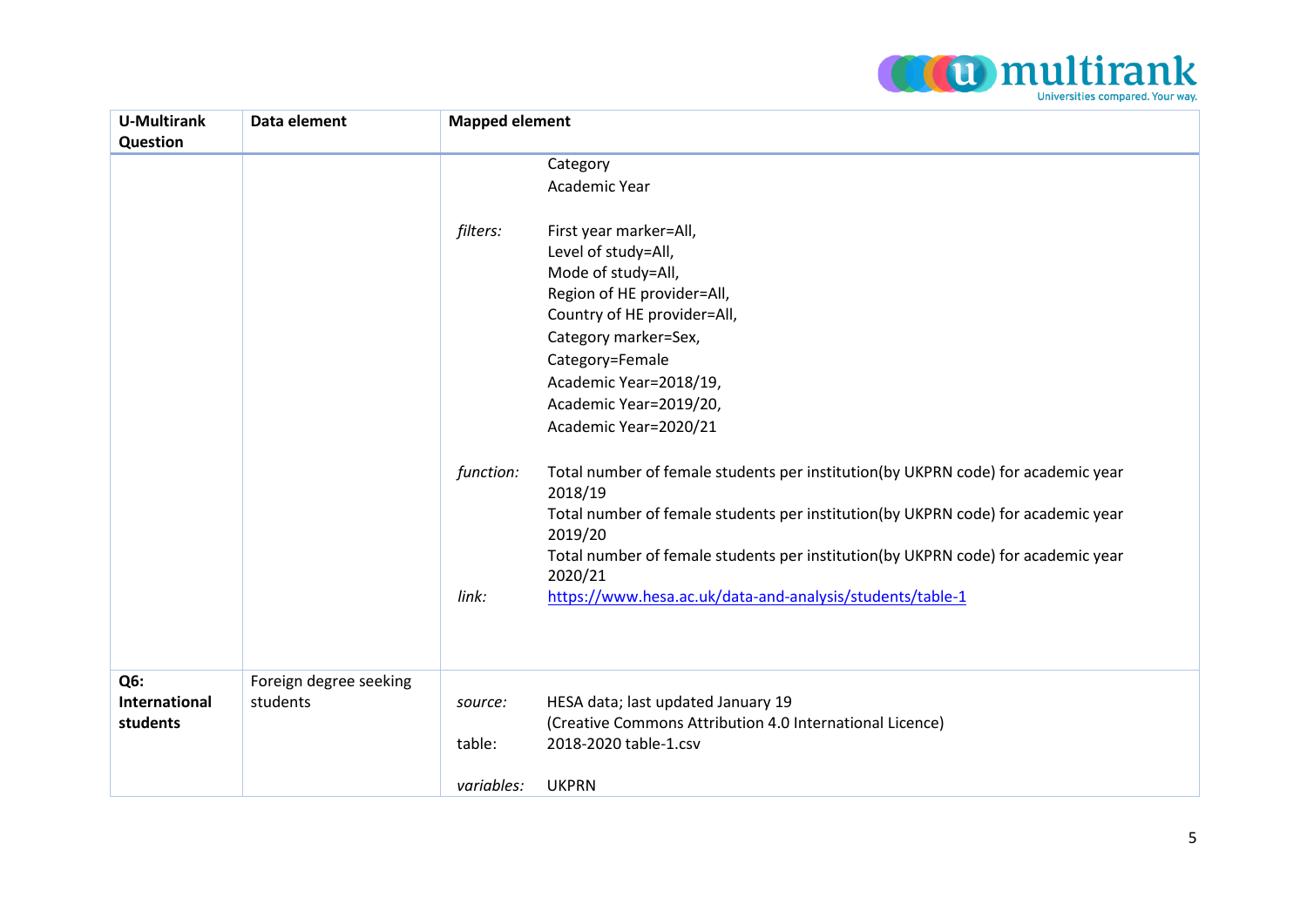| U-Multirank Question | Data element | Mapped element |
|---|---|---|
| | | Category<br>Academic Year<br><br>*filters:* First year marker=All,<br>Level of study=All,<br>Mode of study=All,<br>Region of HE provider=All,<br>Country of HE provider=All,<br>Category marker=Sex,<br>Category=Female<br>Academic Year=2018/19,<br>Academic Year=2019/20,<br>Academic Year=2020/21<br><br>*function:* Total number of female students per institution(by UKPRN code) for academic year 2018/19<br>Total number of female students per institution(by UKPRN code) for academic year 2019/20<br>Total number of female students per institution(by UKPRN code) for academic year 2020/21<br>*link:* https://www.hesa.ac.uk/data-and-analysis/students/table-1 |
| **Q6: International students** | Foreign degree seeking students | *source:* HESA data; last updated January 19<br>(Creative Commons Attribution 4.0 International Licence)<br>table: 2018-2020 table-1.csv<br><br>*variables:* UKPRN |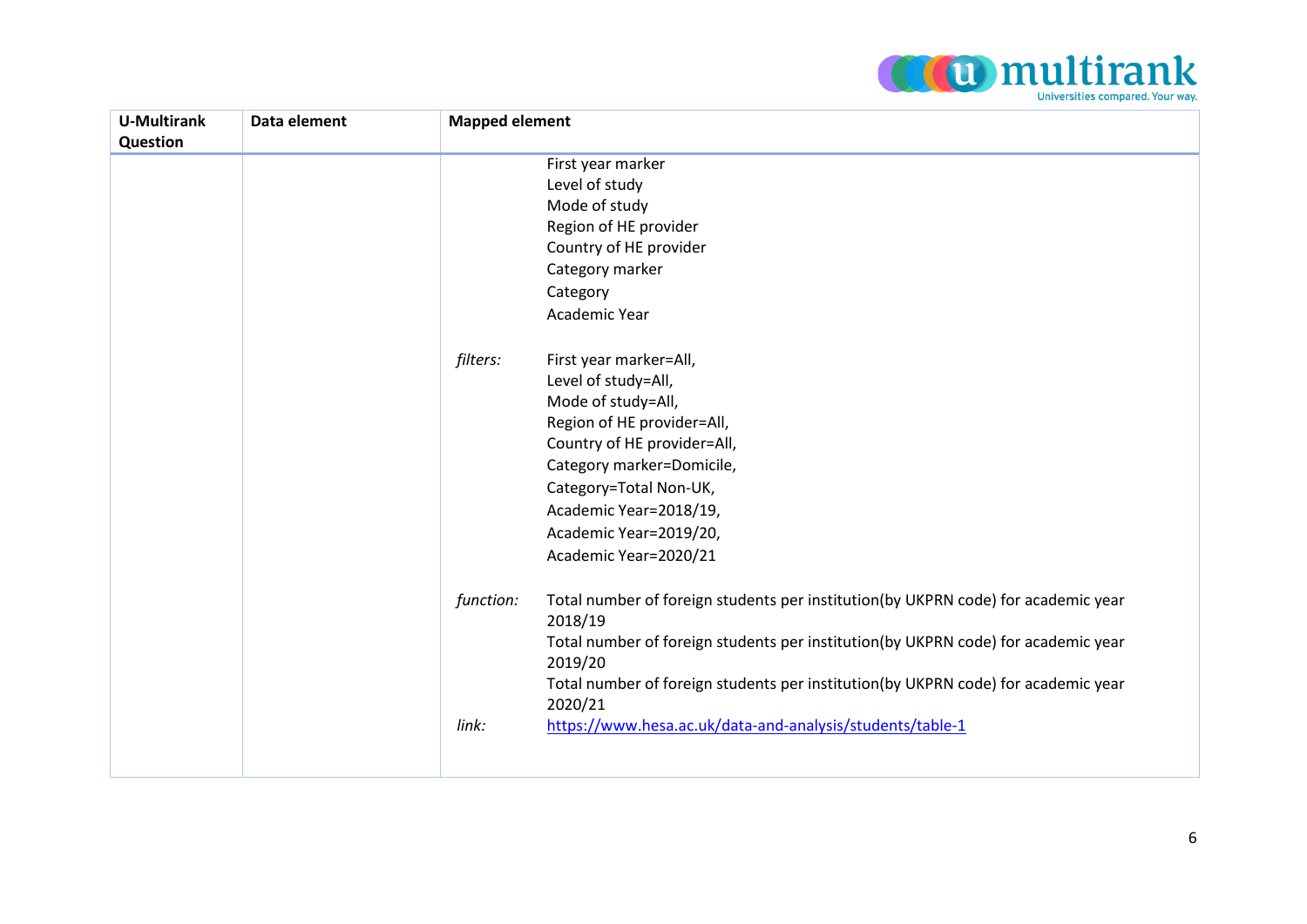| U-Multirank Question | Data element | Mapped element |
|---|---|---|
| | | First year marker<br>Level of study<br>Mode of study<br>Region of HE provider<br>Country of HE provider<br>Category marker<br>Category<br>Academic Year<br><br>*filters:* First year marker=All,<br>Level of study=All,<br>Mode of study=All,<br>Region of HE provider=All,<br>Country of HE provider=All,<br>Category marker=Domicile,<br>Category=Total Non-UK,<br>Academic Year=2018/19,<br>Academic Year=2019/20,<br>Academic Year=2020/21<br><br>*function:* Total number of foreign students per institution(by UKPRN code) for academic year 2018/19<br>Total number of foreign students per institution(by UKPRN code) for academic year 2019/20<br>Total number of foreign students per institution(by UKPRN code) for academic year 2020/21<br>*link:* https://www.hesa.ac.uk/data-and-analysis/students/table-1 |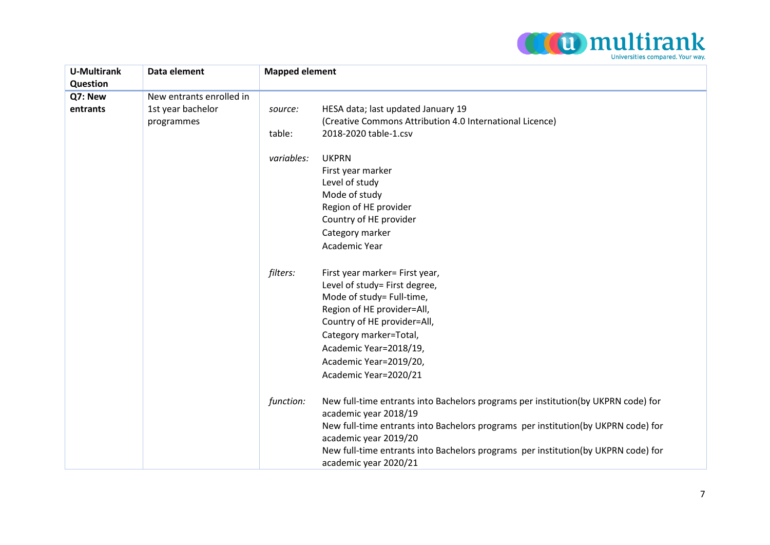| U-Multirank Question | Data element | Mapped element | |
|---|---|---|---|
| **Q7: New entrants** | New entrants enrolled in 1st year bachelor programmes | *source:* | HESA data; last updated January 19<br>(Creative Commons Attribution 4.0 International Licence) |
| | | table: | 2018-2020 table-1.csv |
| | | *variables:* | UKPRN<br>First year marker<br>Level of study<br>Mode of study<br>Region of HE provider<br>Country of HE provider<br>Category marker<br>Academic Year |
| | | *filters:* | First year marker= First year,<br>Level of study= First degree,<br>Mode of study= Full-time,<br>Region of HE provider=All,<br>Country of HE provider=All,<br>Category marker=Total,<br>Academic Year=2018/19,<br>Academic Year=2019/20,<br>Academic Year=2020/21 |
| | | *function:* | New full-time entrants into Bachelors programs per institution(by UKPRN code) for academic year 2018/19<br>New full-time entrants into Bachelors programs per institution(by UKPRN code) for academic year 2019/20<br>New full-time entrants into Bachelors programs per institution(by UKPRN code) for academic year 2020/21 |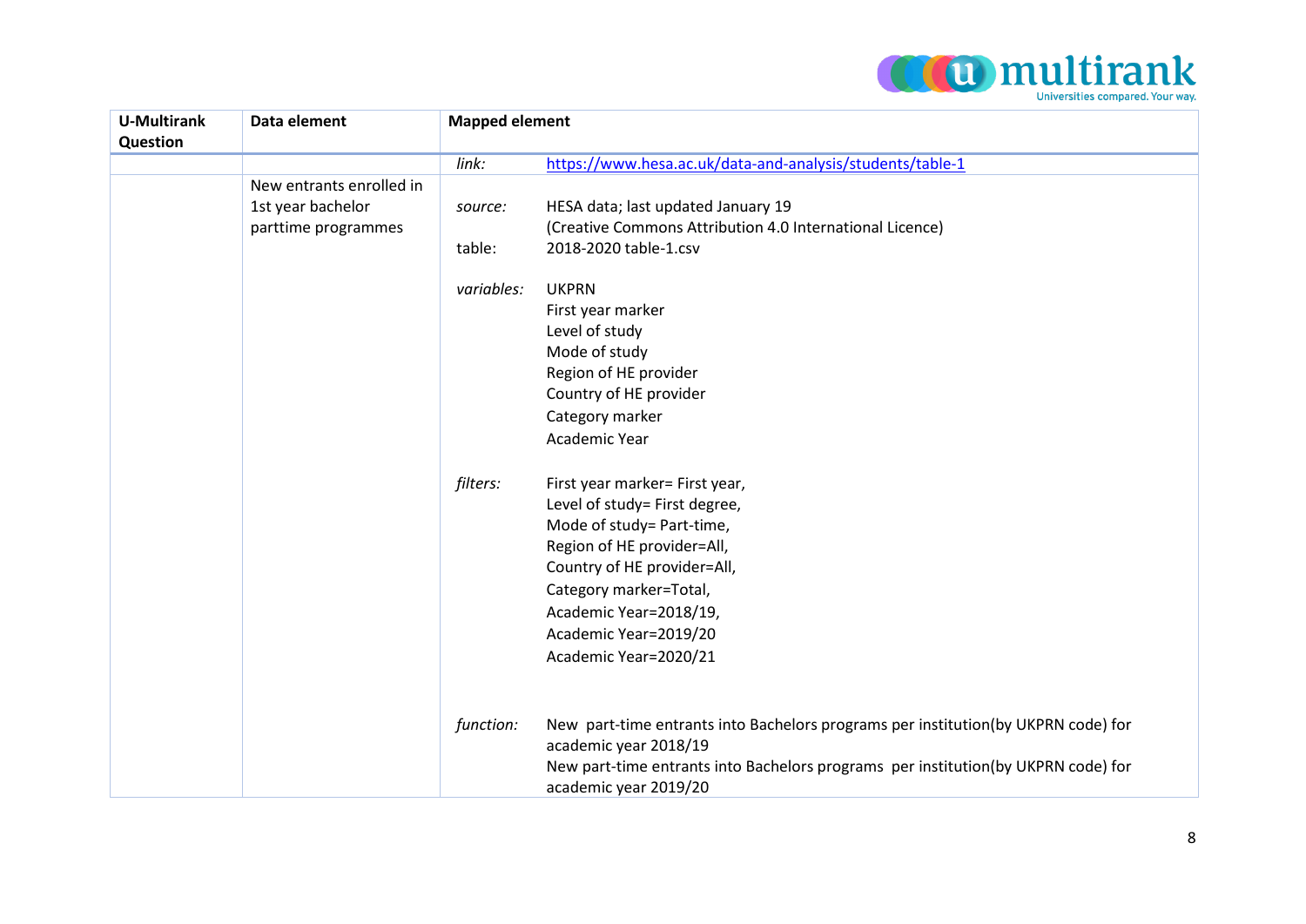| U-Multirank Question | Data element | Mapped element | |
|---|---|---|---|
| | | *link:* | https://www.hesa.ac.uk/data-and-analysis/students/table-1 |
| | New entrants enrolled in 1st year bachelor parttime programmes | *source:* | HESA data; last updated January 19<br>(Creative Commons Attribution 4.0 International Licence) |
| | | table: | 2018-2020 table-1.csv |
| | | *variables:* | UKPRN<br>First year marker<br>Level of study<br>Mode of study<br>Region of HE provider<br>Country of HE provider<br>Category marker<br>Academic Year |
| | | *filters:* | First year marker= First year,<br>Level of study= First degree,<br>Mode of study= Part-time,<br>Region of HE provider=All,<br>Country of HE provider=All,<br>Category marker=Total,<br>Academic Year=2018/19,<br>Academic Year=2019/20<br>Academic Year=2020/21 |
| | | *function:* | New part-time entrants into Bachelors programs per institution(by UKPRN code) for academic year 2018/19<br>New part-time entrants into Bachelors programs per institution(by UKPRN code) for academic year 2019/20 |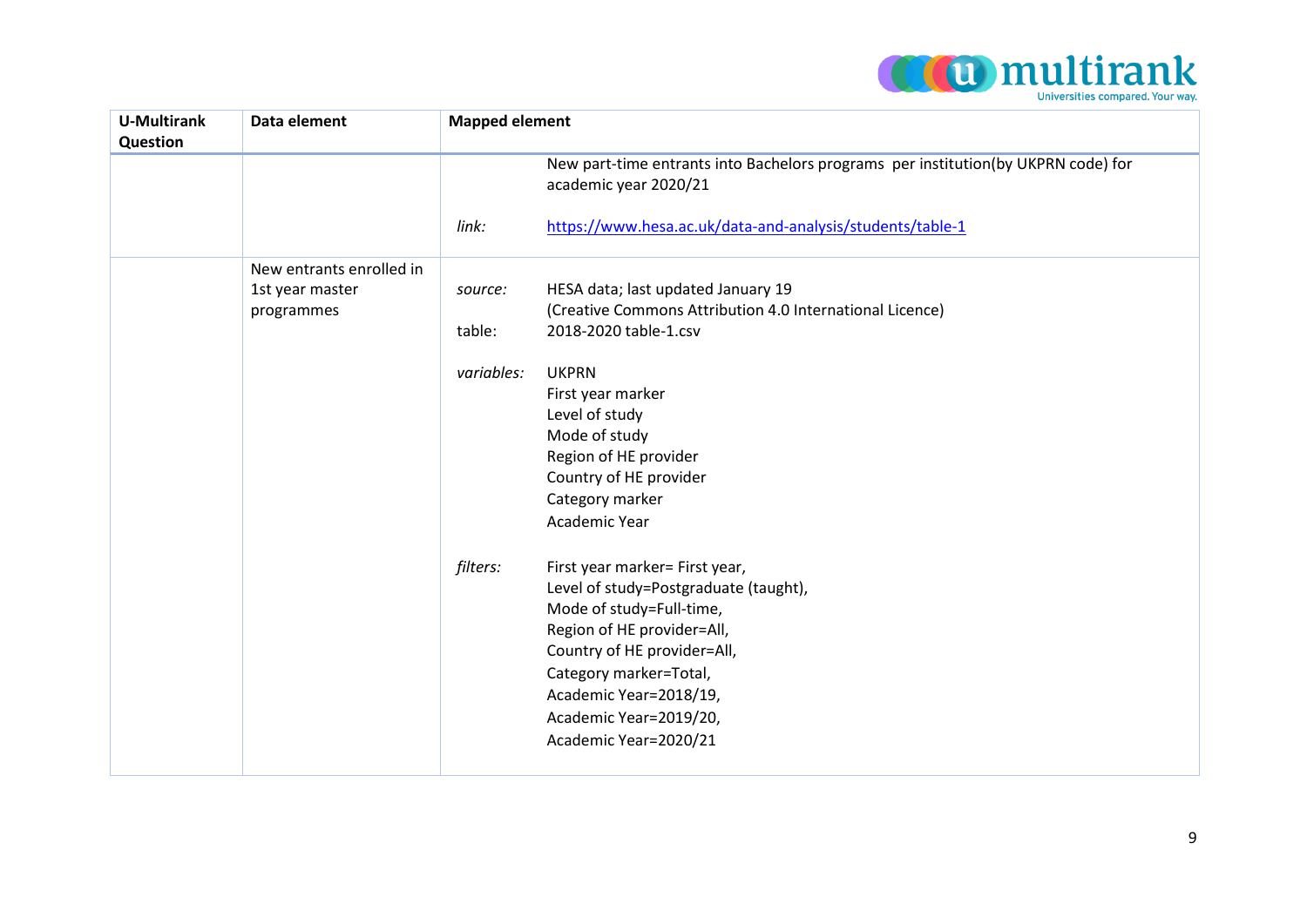| U-Multirank Question | Data element | Mapped element | |
|---|---|---|---|
| | | | New part-time entrants into Bachelors programs per institution(by UKPRN code) for academic year 2020/21 |
| | | *link:* | https://www.hesa.ac.uk/data-and-analysis/students/table-1 |
| | New entrants enrolled in 1st year master programmes | *source:* | HESA data; last updated January 19<br>(Creative Commons Attribution 4.0 International Licence) |
| | | table: | 2018-2020 table-1.csv |
| | | *variables:* | UKPRN<br>First year marker<br>Level of study<br>Mode of study<br>Region of HE provider<br>Country of HE provider<br>Category marker<br>Academic Year |
| | | *filters:* | First year marker= First year,<br>Level of study=Postgraduate (taught),<br>Mode of study=Full-time,<br>Region of HE provider=All,<br>Country of HE provider=All,<br>Category marker=Total,<br>Academic Year=2018/19,<br>Academic Year=2019/20,<br>Academic Year=2020/21 |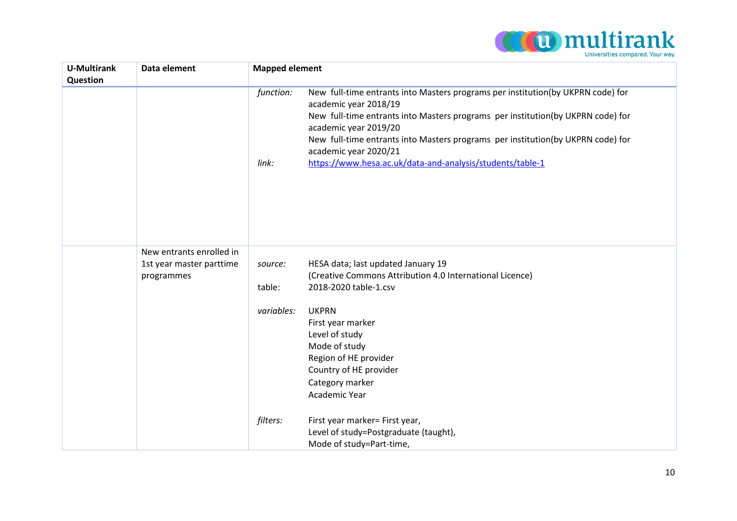| U-Multirank Question | Data element | Mapped element |
|---|---|---|
| | | *function:* New full-time entrants into Masters programs per institution(by UKPRN code) for academic year 2018/19<br>New full-time entrants into Masters programs per institution(by UKPRN code) for academic year 2019/20<br>New full-time entrants into Masters programs per institution(by UKPRN code) for academic year 2020/21<br>*link:* [https://www.hesa.ac.uk/data-and-analysis/students/table-1](https://www.hesa.ac.uk/data-and-analysis/students/table-1) |
| | New entrants enrolled in 1st year master parttime programmes | *source:* HESA data; last updated January 19<br>(Creative Commons Attribution 4.0 International Licence)<br>table: 2018-2020 table-1.csv<br><br>*variables:* UKPRN<br>First year marker<br>Level of study<br>Mode of study<br>Region of HE provider<br>Country of HE provider<br>Category marker<br>Academic Year<br><br>*filters:* First year marker= First year,<br>Level of study=Postgraduate (taught),<br>Mode of study=Part-time, |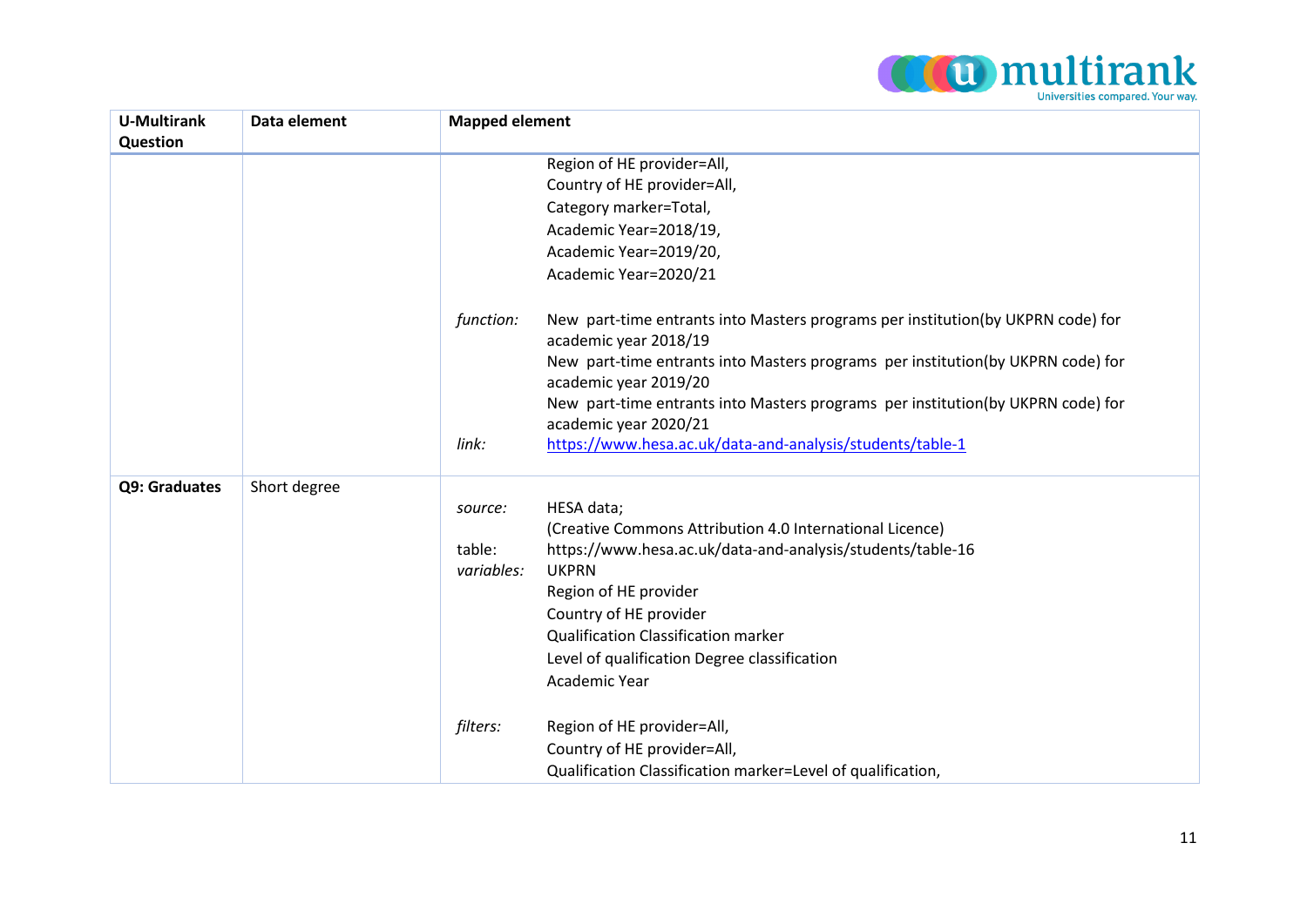| U-Multirank Question | Data element | Mapped element |
| --- | --- | --- |
| | | Region of HE provider=All,<br>Country of HE provider=All,<br>Category marker=Total,<br>Academic Year=2018/19,<br>Academic Year=2019/20,<br>Academic Year=2020/21<br><br>*function:* New part-time entrants into Masters programs per institution(by UKPRN code) for academic year 2018/19<br>New part-time entrants into Masters programs per institution(by UKPRN code) for academic year 2019/20<br>New part-time entrants into Masters programs per institution(by UKPRN code) for academic year 2020/21<br>*link:* https://www.hesa.ac.uk/data-and-analysis/students/table-1 |
| **Q9: Graduates** | Short degree | *source:* HESA data;<br>(Creative Commons Attribution 4.0 International Licence)<br>table: https://www.hesa.ac.uk/data-and-analysis/students/table-16<br>*variables:* UKPRN<br>Region of HE provider<br>Country of HE provider<br>Qualification Classification marker<br>Level of qualification Degree classification<br>Academic Year<br><br>*filters:* Region of HE provider=All,<br>Country of HE provider=All,<br>Qualification Classification marker=Level of qualification, |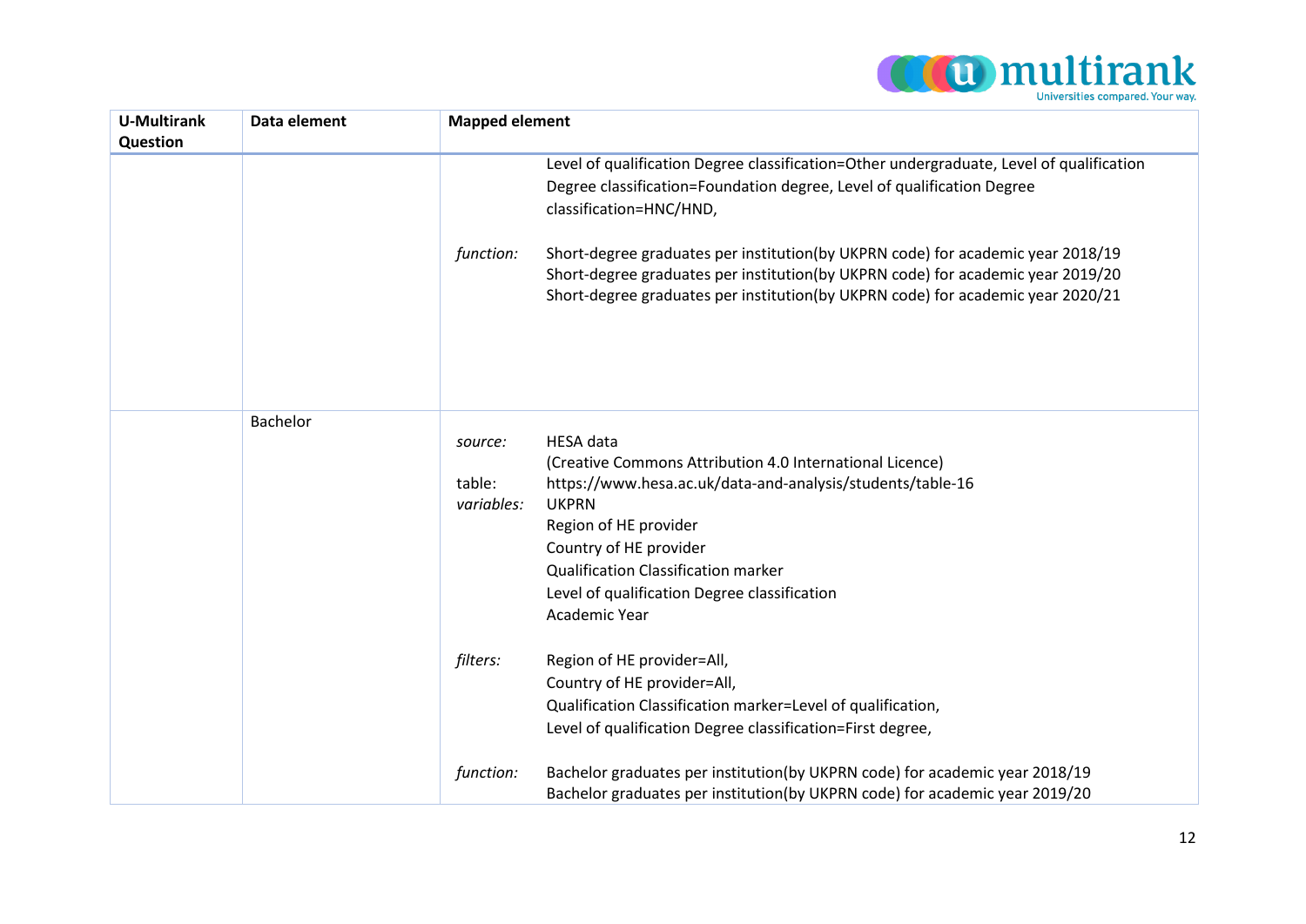| U-Multirank Question | Data element | Mapped element |
|---|---|---|
| | | Level of qualification Degree classification=Other undergraduate, Level of qualification Degree classification=Foundation degree, Level of qualification Degree classification=HNC/HND,<br><br>*function:* Short-degree graduates per institution(by UKPRN code) for academic year 2018/19<br>Short-degree graduates per institution(by UKPRN code) for academic year 2019/20<br>Short-degree graduates per institution(by UKPRN code) for academic year 2020/21 |
| | Bachelor | *source:* HESA data<br>(Creative Commons Attribution 4.0 International Licence)<br>table: https://www.hesa.ac.uk/data-and-analysis/students/table-16<br>*variables:* UKPRN<br>Region of HE provider<br>Country of HE provider<br>Qualification Classification marker<br>Level of qualification Degree classification<br>Academic Year<br><br>*filters:* Region of HE provider=All,<br>Country of HE provider=All,<br>Qualification Classification marker=Level of qualification,<br>Level of qualification Degree classification=First degree,<br><br>*function:* Bachelor graduates per institution(by UKPRN code) for academic year 2018/19<br>Bachelor graduates per institution(by UKPRN code) for academic year 2019/20 |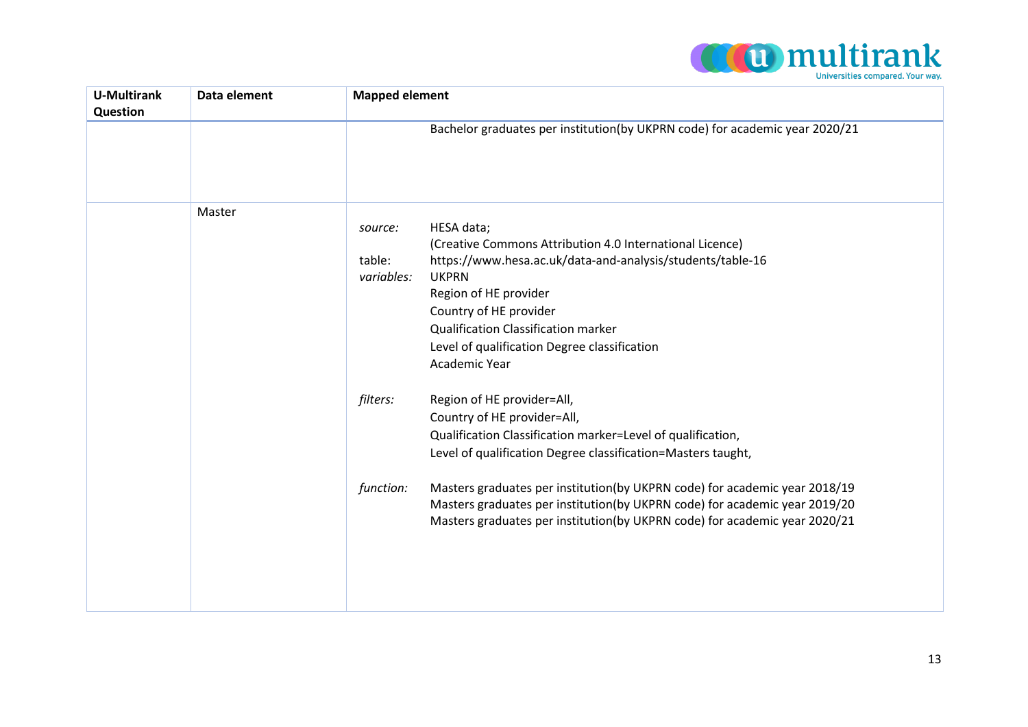| U-Multirank Question | Data element | Mapped element |
|---|---|---|
| | | Bachelor graduates per institution(by UKPRN code) for academic year 2020/21 |
| | Master | *source:* HESA data;<br>(Creative Commons Attribution 4.0 International Licence)<br>table: https://www.hesa.ac.uk/data-and-analysis/students/table-16<br>*variables:* UKPRN<br>Region of HE provider<br>Country of HE provider<br>Qualification Classification marker<br>Level of qualification Degree classification<br>Academic Year<br><br>*filters:* Region of HE provider=All,<br>Country of HE provider=All,<br>Qualification Classification marker=Level of qualification,<br>Level of qualification Degree classification=Masters taught,<br><br>*function:* Masters graduates per institution(by UKPRN code) for academic year 2018/19<br>Masters graduates per institution(by UKPRN code) for academic year 2019/20<br>Masters graduates per institution(by UKPRN code) for academic year 2020/21 |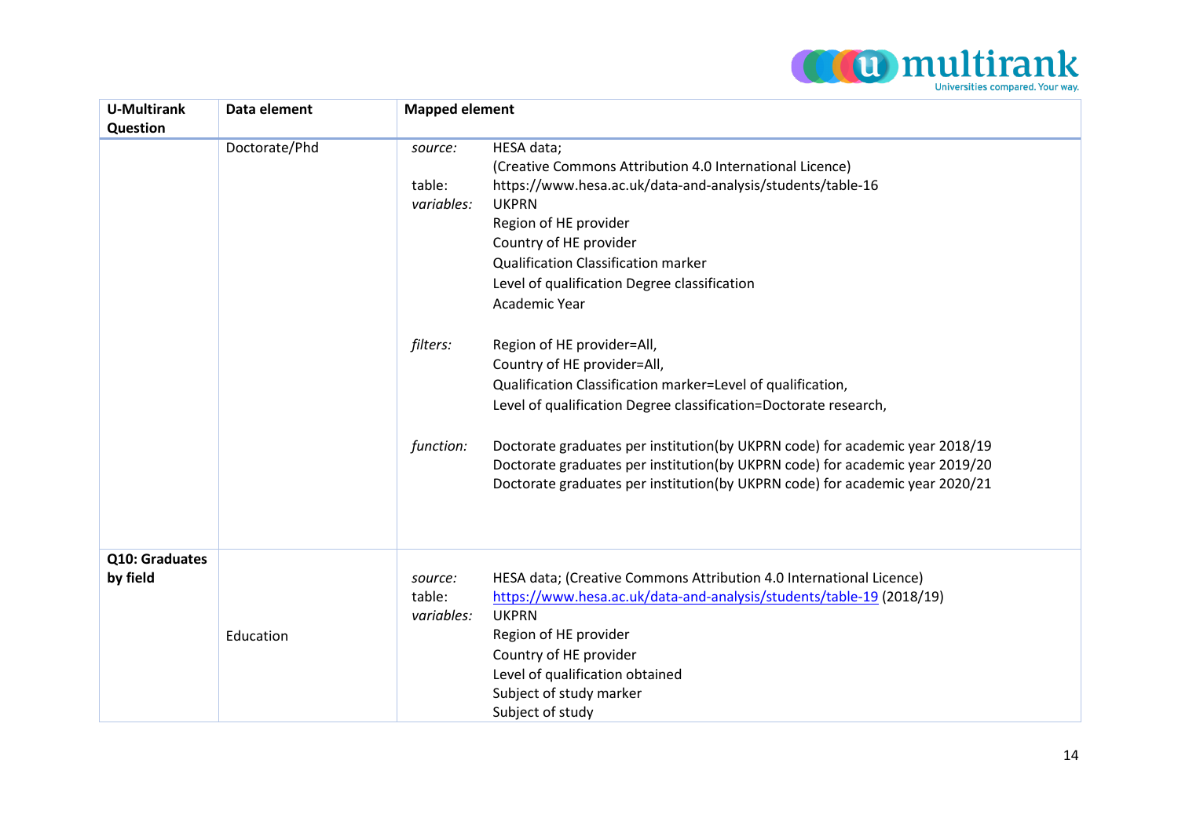| U-Multirank Question | Data element | Mapped element |
|---|---|---|
| | Doctorate/Phd | *source:* HESA data; (Creative Commons Attribution 4.0 International Licence)<br>table: https://www.hesa.ac.uk/data-and-analysis/students/table-16<br>*variables:* UKPRN<br>Region of HE provider<br>Country of HE provider<br>Qualification Classification marker<br>Level of qualification Degree classification<br>Academic Year<br><br>*filters:* Region of HE provider=All,<br>Country of HE provider=All,<br>Qualification Classification marker=Level of qualification,<br>Level of qualification Degree classification=Doctorate research,<br><br>*function:* Doctorate graduates per institution(by UKPRN code) for academic year 2018/19<br>Doctorate graduates per institution(by UKPRN code) for academic year 2019/20<br>Doctorate graduates per institution(by UKPRN code) for academic year 2020/21 |
| **Q10: Graduates by field** | Education | *source:* HESA data; (Creative Commons Attribution 4.0 International Licence)<br>table: https://www.hesa.ac.uk/data-and-analysis/students/table-19 (2018/19)<br>*variables:* UKPRN<br>Region of HE provider<br>Country of HE provider<br>Level of qualification obtained<br>Subject of study marker<br>Subject of study |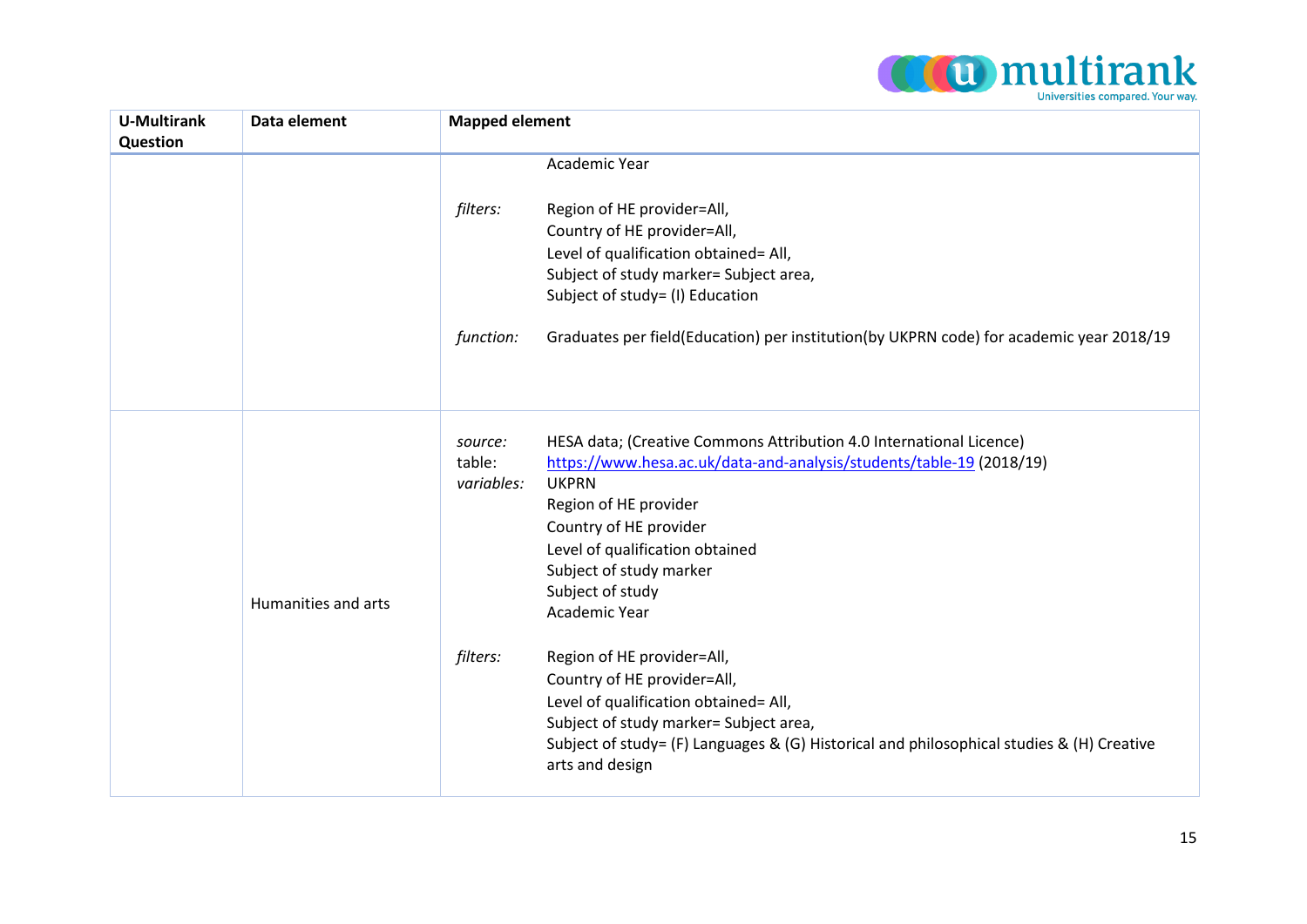| U-Multirank Question | Data element | Mapped element |
|---|---|---|
| | | Academic Year<br><br>*filters:* Region of HE provider=All,<br>Country of HE provider=All,<br>Level of qualification obtained= All,<br>Subject of study marker= Subject area,<br>Subject of study= (I) Education<br><br>*function:* Graduates per field(Education) per institution(by UKPRN code) for academic year 2018/19 |
| | Humanities and arts | *source:* HESA data; (Creative Commons Attribution 4.0 International Licence)<br>table: https://www.hesa.ac.uk/data-and-analysis/students/table-19 (2018/19)<br>*variables:* UKPRN<br>Region of HE provider<br>Country of HE provider<br>Level of qualification obtained<br>Subject of study marker<br>Subject of study<br>Academic Year<br><br>*filters:* Region of HE provider=All,<br>Country of HE provider=All,<br>Level of qualification obtained= All,<br>Subject of study marker= Subject area,<br>Subject of study= (F) Languages & (G) Historical and philosophical studies & (H) Creative arts and design |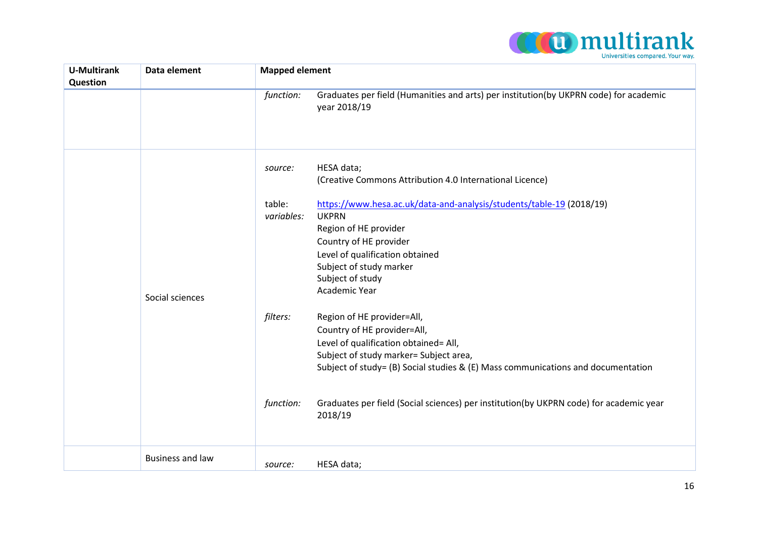| U-Multirank Question | Data element | Mapped element |
|---|---|---|
| | | *function:* Graduates per field (Humanities and arts) per institution(by UKPRN code) for academic year 2018/19 |
| | Social sciences | *source:* HESA data; (Creative Commons Attribution 4.0 International Licence)<br><br>table: [https://www.hesa.ac.uk/data-and-analysis/students/table-19](https://www.hesa.ac.uk/data-and-analysis/students/table-19) (2018/19)<br>*variables:* UKPRN<br>Region of HE provider<br>Country of HE provider<br>Level of qualification obtained<br>Subject of study marker<br>Subject of study<br>Academic Year<br><br>*filters:* Region of HE provider=All,<br>Country of HE provider=All,<br>Level of qualification obtained= All,<br>Subject of study marker= Subject area,<br>Subject of study= (B) Social studies & (E) Mass communications and documentation<br><br>*function:* Graduates per field (Social sciences) per institution(by UKPRN code) for academic year 2018/19 |
| | Business and law | *source:* HESA data; |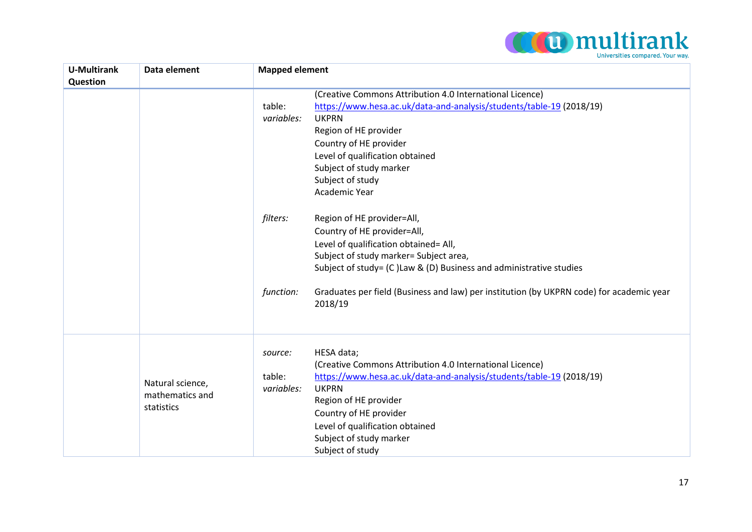| U-Multirank Question | Data element | Mapped element |
|---|---|---|
| | | (Creative Commons Attribution 4.0 International Licence)<br>table: https://www.hesa.ac.uk/data-and-analysis/students/table-19 (2018/19)<br>*variables:* UKPRN<br>Region of HE provider<br>Country of HE provider<br>Level of qualification obtained<br>Subject of study marker<br>Subject of study<br>Academic Year<br><br>*filters:* Region of HE provider=All,<br>Country of HE provider=All,<br>Level of qualification obtained= All,<br>Subject of study marker= Subject area,<br>Subject of study= (C )Law & (D) Business and administrative studies<br><br>*function:* Graduates per field (Business and law) per institution (by UKPRN code) for academic year 2018/19 |
| | Natural science, mathematics and statistics | *source:* HESA data;<br>(Creative Commons Attribution 4.0 International Licence)<br>table: https://www.hesa.ac.uk/data-and-analysis/students/table-19 (2018/19)<br>*variables:* UKPRN<br>Region of HE provider<br>Country of HE provider<br>Level of qualification obtained<br>Subject of study marker<br>Subject of study |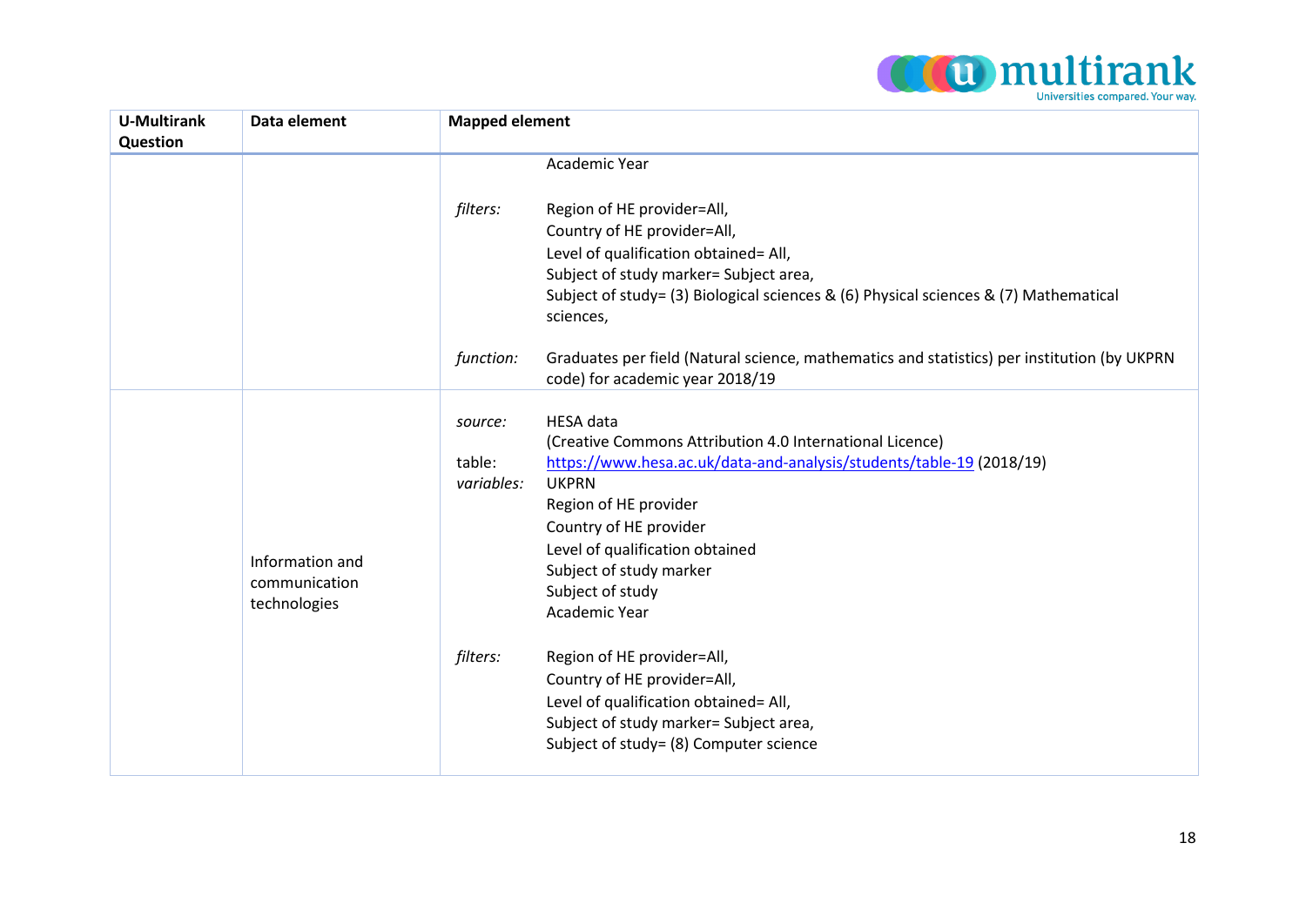| U-Multirank Question | Data element | Mapped element |
|---|---|---|
| | | Academic Year<br><br>*filters:* Region of HE provider=All,<br>Country of HE provider=All,<br>Level of qualification obtained= All,<br>Subject of study marker= Subject area,<br>Subject of study= (3) Biological sciences & (6) Physical sciences & (7) Mathematical sciences,<br><br>*function:* Graduates per field (Natural science, mathematics and statistics) per institution (by UKPRN code) for academic year 2018/19 |
| | Information and communication technologies | *source:* HESA data<br>(Creative Commons Attribution 4.0 International Licence)<br>table: https://www.hesa.ac.uk/data-and-analysis/students/table-19 (2018/19)<br>*variables:* UKPRN<br>Region of HE provider<br>Country of HE provider<br>Level of qualification obtained<br>Subject of study marker<br>Subject of study<br>Academic Year<br><br>*filters:* Region of HE provider=All,<br>Country of HE provider=All,<br>Level of qualification obtained= All,<br>Subject of study marker= Subject area,<br>Subject of study= (8) Computer science |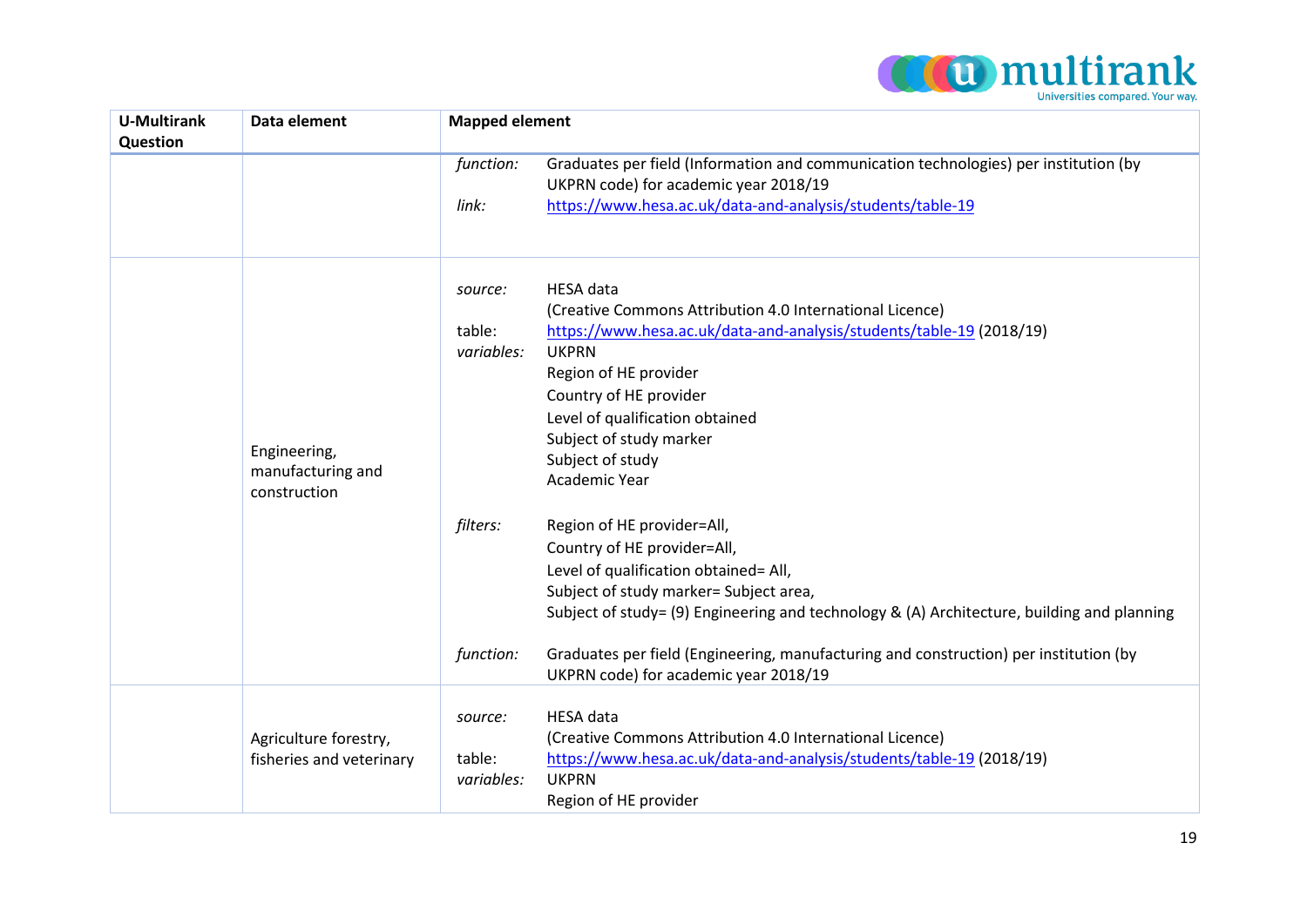| U-Multirank Question | Data element | Mapped element |
|---|---|---|
| | | *function:* Graduates per field (Information and communication technologies) per institution (by UKPRN code) for academic year 2018/19<br>*link:* https://www.hesa.ac.uk/data-and-analysis/students/table-19 |
| | Engineering, manufacturing and construction | *source:* HESA data (Creative Commons Attribution 4.0 International Licence)<br>table: https://www.hesa.ac.uk/data-and-analysis/students/table-19 (2018/19)<br>*variables:* UKPRN<br>Region of HE provider<br>Country of HE provider<br>Level of qualification obtained<br>Subject of study marker<br>Subject of study<br>Academic Year<br><br>*filters:* Region of HE provider=All,<br>Country of HE provider=All,<br>Level of qualification obtained= All,<br>Subject of study marker= Subject area,<br>Subject of study= (9) Engineering and technology & (A) Architecture, building and planning<br><br>*function:* Graduates per field (Engineering, manufacturing and construction) per institution (by UKPRN code) for academic year 2018/19 |
| | Agriculture forestry, fisheries and veterinary | *source:* HESA data (Creative Commons Attribution 4.0 International Licence)<br>table: https://www.hesa.ac.uk/data-and-analysis/students/table-19 (2018/19)<br>*variables:* UKPRN<br>Region of HE provider |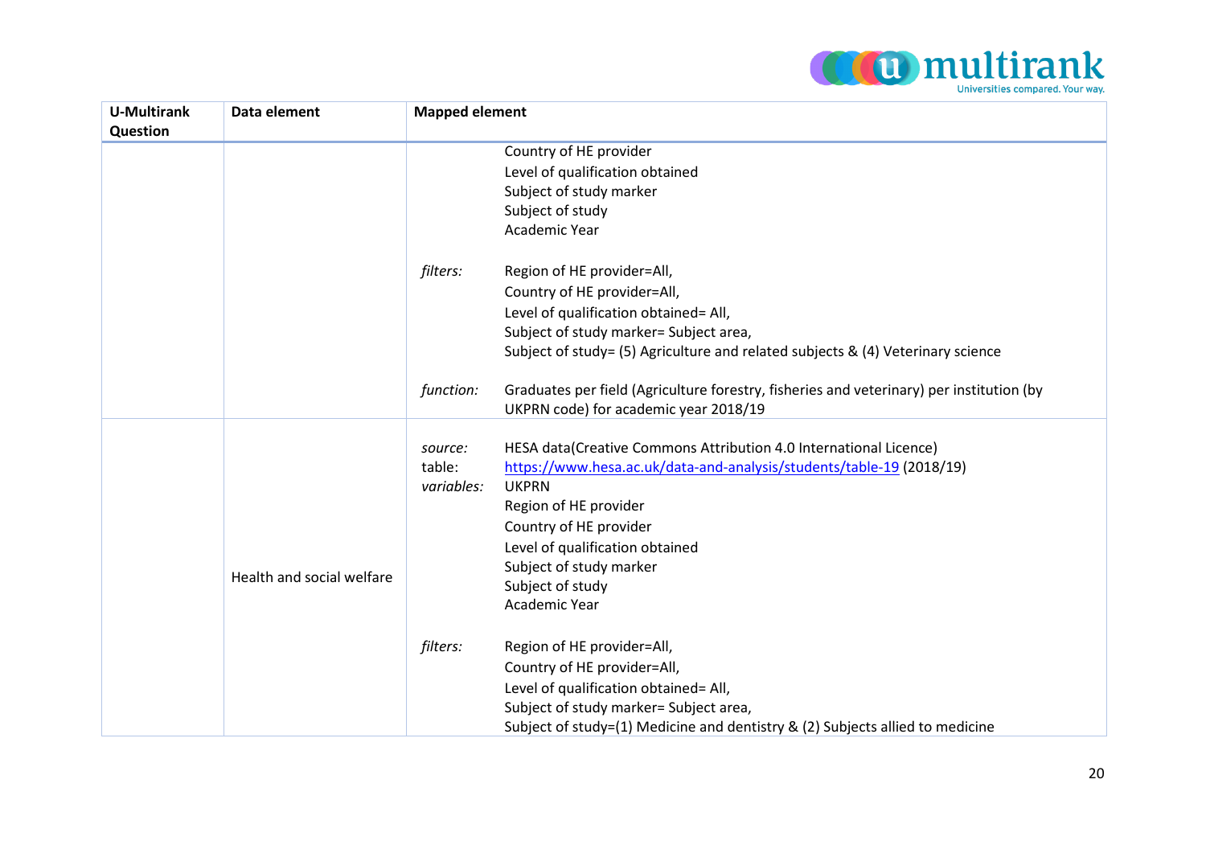| U-Multirank Question | Data element | Mapped element |
|---|---|---|
| | | Country of HE provider<br>Level of qualification obtained<br>Subject of study marker<br>Subject of study<br>Academic Year<br><br>*filters:* Region of HE provider=All,<br>Country of HE provider=All,<br>Level of qualification obtained= All,<br>Subject of study marker= Subject area,<br>Subject of study= (5) Agriculture and related subjects & (4) Veterinary science<br><br>*function:* Graduates per field (Agriculture forestry, fisheries and veterinary) per institution (by UKPRN code) for academic year 2018/19 |
| | Health and social welfare | *source:* HESA data(Creative Commons Attribution 4.0 International Licence)<br>table: [https://www.hesa.ac.uk/data-and-analysis/students/table-19](https://www.hesa.ac.uk/data-and-analysis/students/table-19) (2018/19)<br>*variables:* UKPRN<br>Region of HE provider<br>Country of HE provider<br>Level of qualification obtained<br>Subject of study marker<br>Subject of study<br>Academic Year<br><br>*filters:* Region of HE provider=All,<br>Country of HE provider=All,<br>Level of qualification obtained= All,<br>Subject of study marker= Subject area,<br>Subject of study=(1) Medicine and dentistry & (2) Subjects allied to medicine |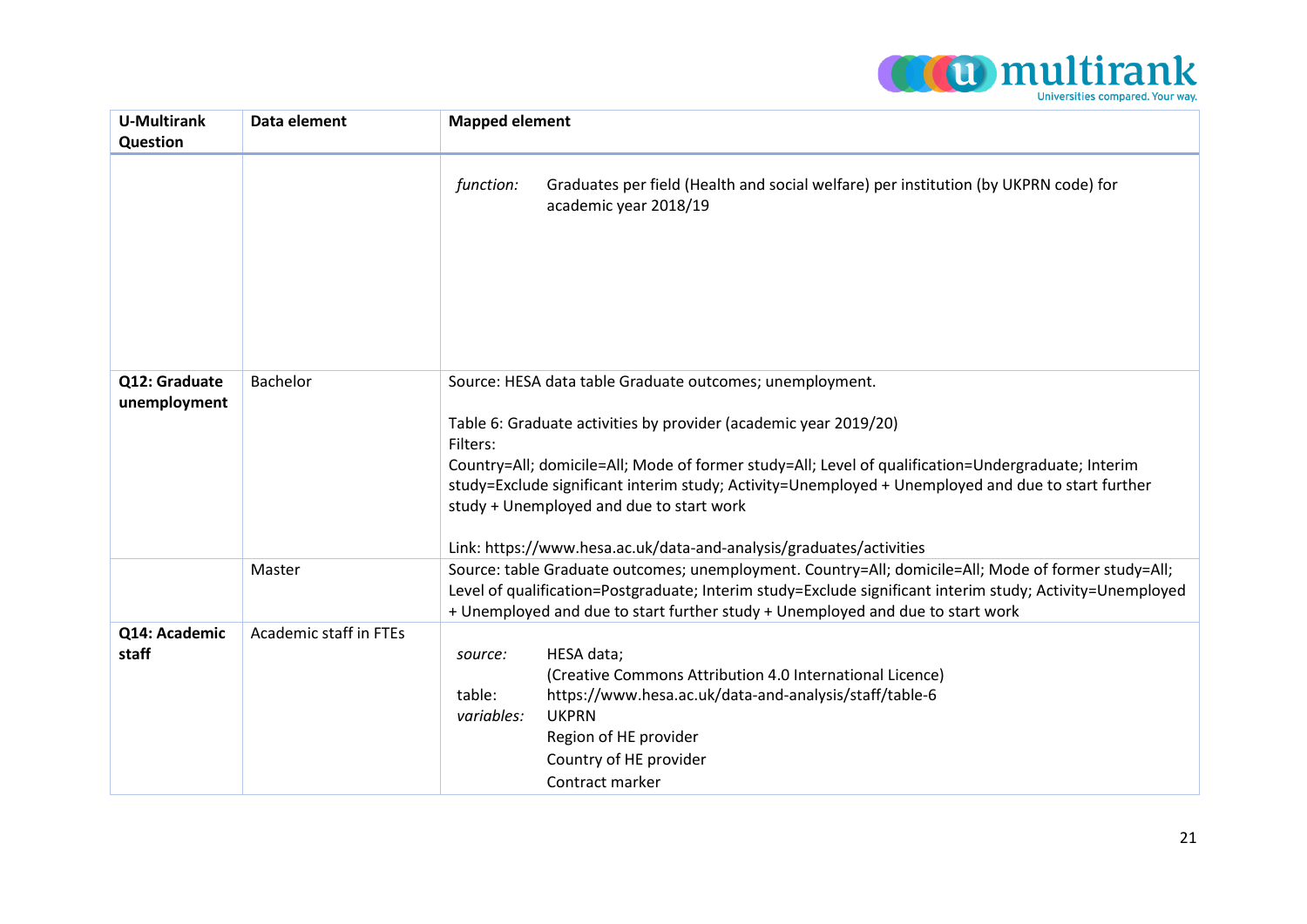| U-Multirank Question | Data element | Mapped element |
|---|---|---|
| | | *function:* Graduates per field (Health and social welfare) per institution (by UKPRN code) for academic year 2018/19 |
| **Q12: Graduate unemployment** | Bachelor | Source: HESA data table Graduate outcomes; unemployment.<br><br>Table 6: Graduate activities by provider (academic year 2019/20)<br>Filters:<br>Country=All; domicile=All; Mode of former study=All; Level of qualification=Undergraduate; Interim study=Exclude significant interim study; Activity=Unemployed + Unemployed and due to start further study + Unemployed and due to start work<br><br>Link: https://www.hesa.ac.uk/data-and-analysis/graduates/activities |
| | Master | Source: table Graduate outcomes; unemployment. Country=All; domicile=All; Mode of former study=All; Level of qualification=Postgraduate; Interim study=Exclude significant interim study; Activity=Unemployed + Unemployed and due to start further study + Unemployed and due to start work |
| **Q14: Academic staff** | Academic staff in FTEs | *source:* HESA data;<br>(Creative Commons Attribution 4.0 International Licence)<br>table: https://www.hesa.ac.uk/data-and-analysis/staff/table-6<br>*variables:* UKPRN<br>Region of HE provider<br>Country of HE provider<br>Contract marker |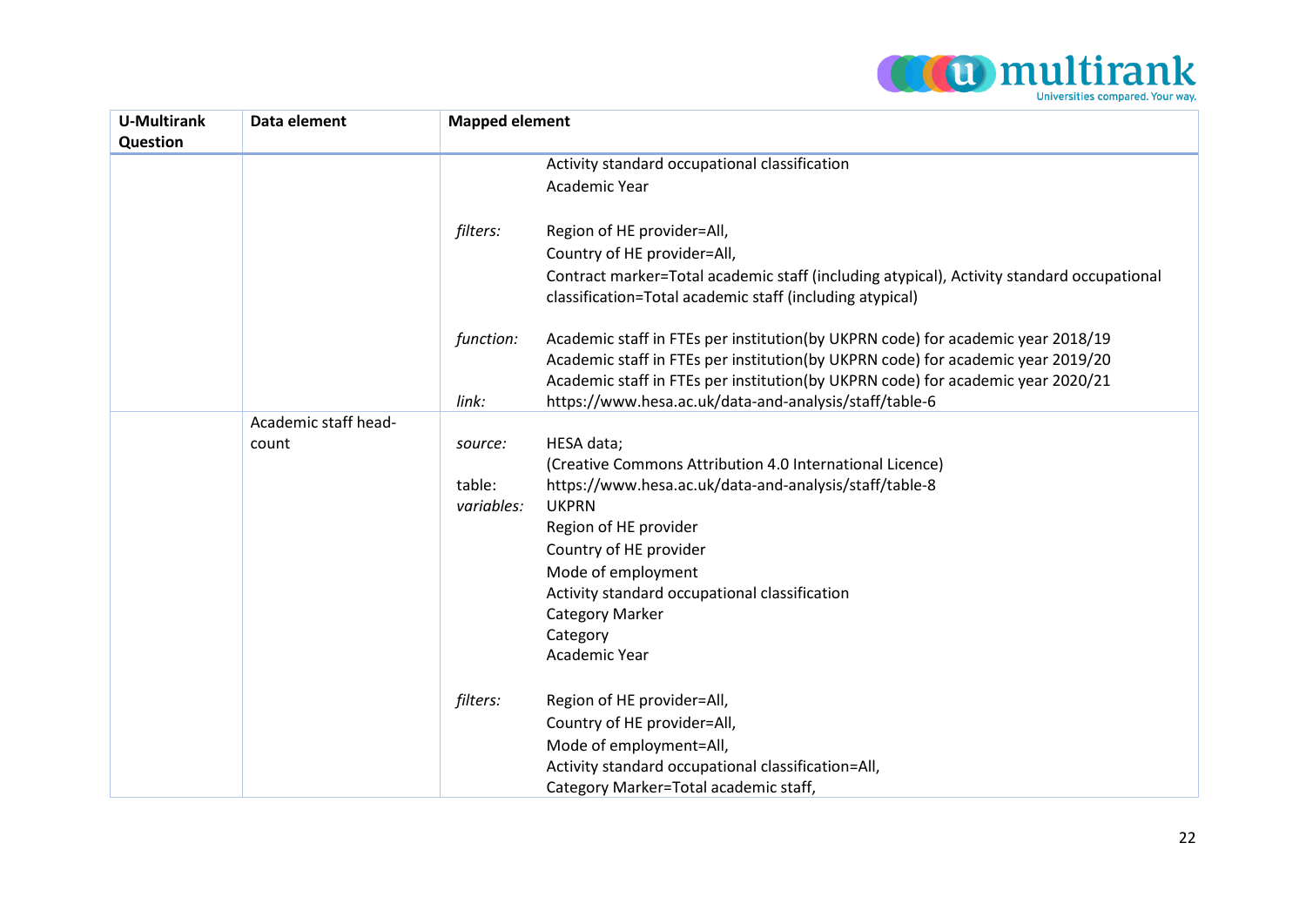| U-Multirank Question | Data element | Mapped element |
|---|---|---|
| | | Activity standard occupational classification<br>Academic Year<br><br>*filters:* Region of HE provider=All,<br>Country of HE provider=All,<br>Contract marker=Total academic staff (including atypical), Activity standard occupational classification=Total academic staff (including atypical)<br><br>*function:* Academic staff in FTEs per institution(by UKPRN code) for academic year 2018/19<br>Academic staff in FTEs per institution(by UKPRN code) for academic year 2019/20<br>Academic staff in FTEs per institution(by UKPRN code) for academic year 2020/21<br>*link:* https://www.hesa.ac.uk/data-and-analysis/staff/table-6 |
| | Academic staff head-count | *source:* HESA data;<br>(Creative Commons Attribution 4.0 International Licence)<br>table: https://www.hesa.ac.uk/data-and-analysis/staff/table-8<br>*variables:* UKPRN<br>Region of HE provider<br>Country of HE provider<br>Mode of employment<br>Activity standard occupational classification<br>Category Marker<br>Category<br>Academic Year<br><br>*filters:* Region of HE provider=All,<br>Country of HE provider=All,<br>Mode of employment=All,<br>Activity standard occupational classification=All,<br>Category Marker=Total academic staff, |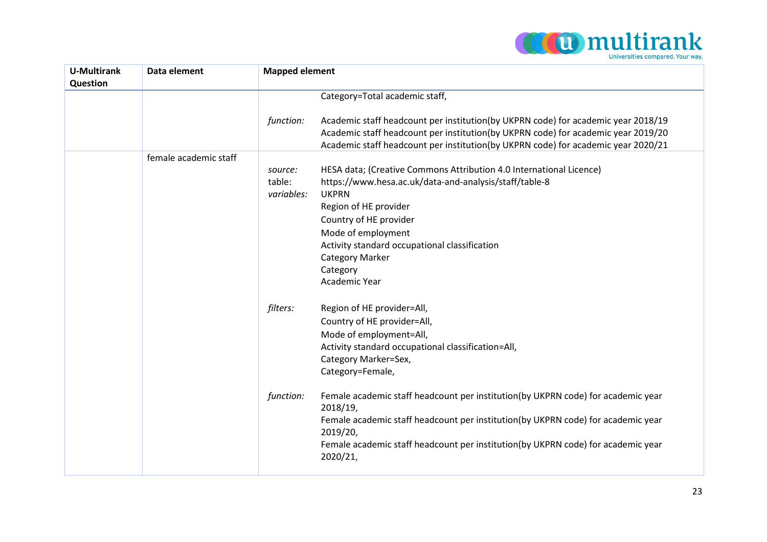| U-Multirank Question | Data element | Mapped element |
|---|---|---|
| | | Category=Total academic staff,<br><br>*function:* Academic staff headcount per institution(by UKPRN code) for academic year 2018/19<br>Academic staff headcount per institution(by UKPRN code) for academic year 2019/20<br>Academic staff headcount per institution(by UKPRN code) for academic year 2020/21 |
| | female academic staff | *source:* HESA data; (Creative Commons Attribution 4.0 International Licence)<br>table: https://www.hesa.ac.uk/data-and-analysis/staff/table-8<br>*variables:* UKPRN<br>Region of HE provider<br>Country of HE provider<br>Mode of employment<br>Activity standard occupational classification<br>Category Marker<br>Category<br>Academic Year<br><br>*filters:* Region of HE provider=All,<br>Country of HE provider=All,<br>Mode of employment=All,<br>Activity standard occupational classification=All,<br>Category Marker=Sex,<br>Category=Female,<br><br>*function:* Female academic staff headcount per institution(by UKPRN code) for academic year 2018/19,<br>Female academic staff headcount per institution(by UKPRN code) for academic year 2019/20,<br>Female academic staff headcount per institution(by UKPRN code) for academic year 2020/21, |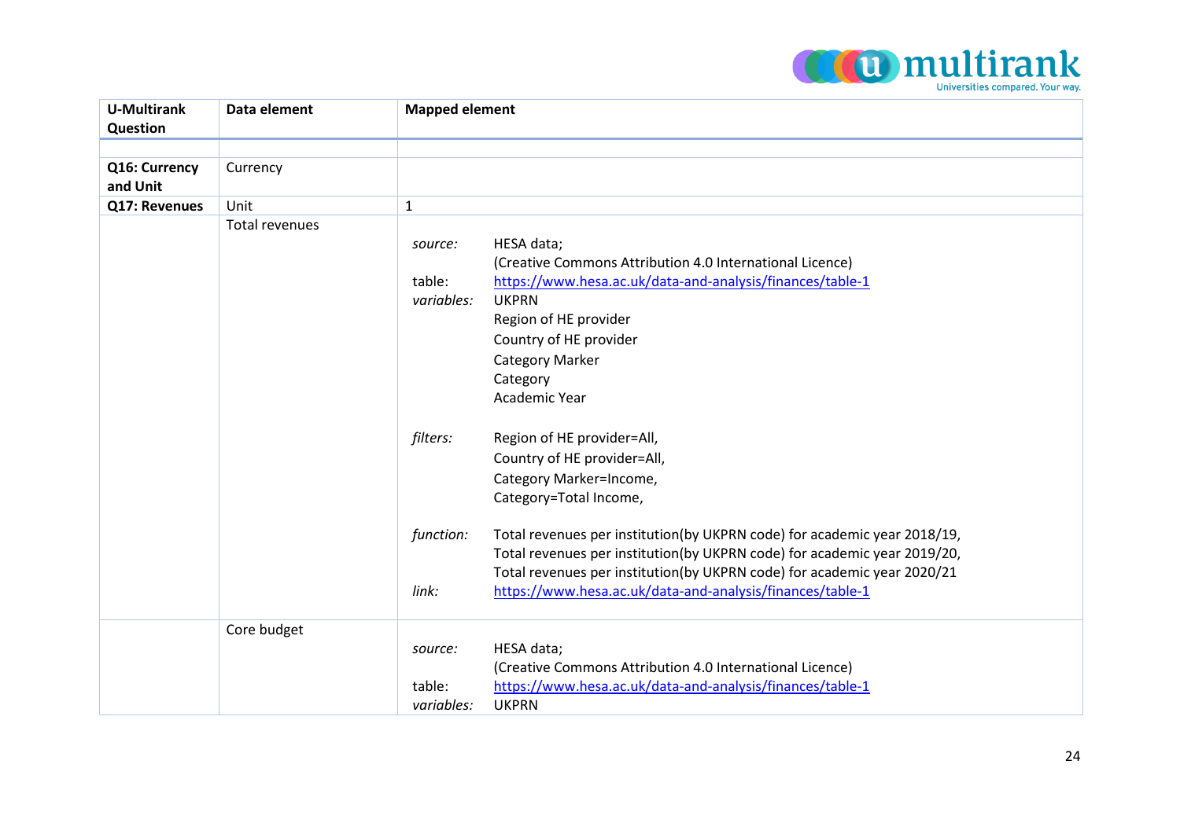| U-Multirank Question | Data element | Mapped element |
|---|---|---|
| | | |
| **Q16: Currency and Unit** | Currency | |
| **Q17: Revenues** | Unit | 1 |
| | Total revenues | *source:* HESA data; (Creative Commons Attribution 4.0 International Licence)<br>table: https://www.hesa.ac.uk/data-and-analysis/finances/table-1<br>*variables:* UKPRN<br>Region of HE provider<br>Country of HE provider<br>Category Marker<br>Category<br>Academic Year<br><br>*filters:* Region of HE provider=All,<br>Country of HE provider=All,<br>Category Marker=Income,<br>Category=Total Income,<br><br>*function:* Total revenues per institution(by UKPRN code) for academic year 2018/19,<br>Total revenues per institution(by UKPRN code) for academic year 2019/20,<br>Total revenues per institution(by UKPRN code) for academic year 2020/21<br>*link:* https://www.hesa.ac.uk/data-and-analysis/finances/table-1 |
| | Core budget | *source:* HESA data; (Creative Commons Attribution 4.0 International Licence)<br>table: https://www.hesa.ac.uk/data-and-analysis/finances/table-1<br>*variables:* UKPRN |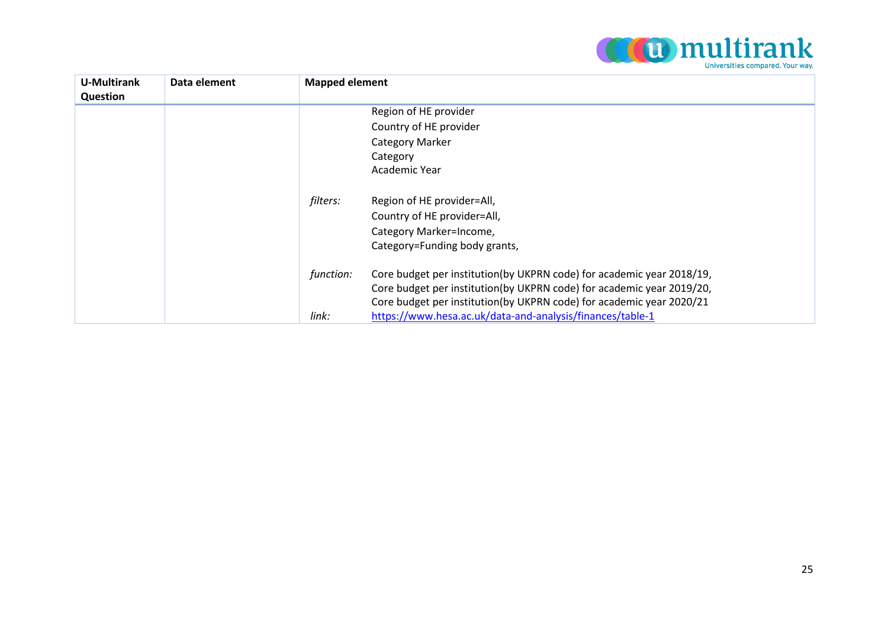| U-Multirank Question | Data element | Mapped element |
|---|---|---|
| | | Region of HE provider<br>Country of HE provider<br>Category Marker<br>Category<br>Academic Year<br><br>*filters:* Region of HE provider=All,<br>Country of HE provider=All,<br>Category Marker=Income,<br>Category=Funding body grants,<br><br>*function:* Core budget per institution(by UKPRN code) for academic year 2018/19,<br>Core budget per institution(by UKPRN code) for academic year 2019/20,<br>Core budget per institution(by UKPRN code) for academic year 2020/21<br>*link:* https://www.hesa.ac.uk/data-and-analysis/finances/table-1 |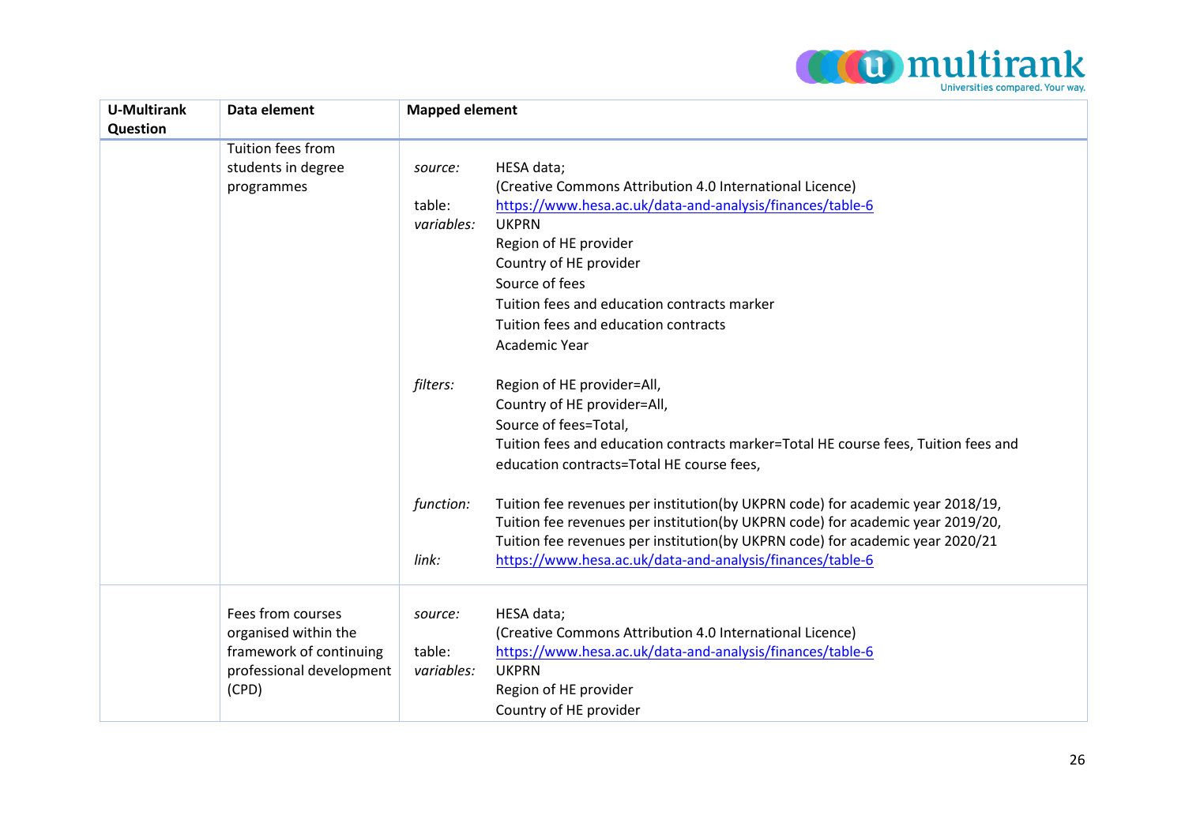| U-Multirank Question | Data element | Mapped element |
|---|---|---|
| | Tuition fees from students in degree programmes | *source:* HESA data; (Creative Commons Attribution 4.0 International Licence)<br>table: https://www.hesa.ac.uk/data-and-analysis/finances/table-6<br>*variables:* UKPRN<br>Region of HE provider<br>Country of HE provider<br>Source of fees<br>Tuition fees and education contracts marker<br>Tuition fees and education contracts<br>Academic Year<br><br>*filters:* Region of HE provider=All,<br>Country of HE provider=All,<br>Source of fees=Total,<br>Tuition fees and education contracts marker=Total HE course fees, Tuition fees and education contracts=Total HE course fees,<br><br>*function:* Tuition fee revenues per institution(by UKPRN code) for academic year 2018/19,<br>Tuition fee revenues per institution(by UKPRN code) for academic year 2019/20,<br>Tuition fee revenues per institution(by UKPRN code) for academic year 2020/21<br>*link:* https://www.hesa.ac.uk/data-and-analysis/finances/table-6 |
| | Fees from courses organised within the framework of continuing professional development (CPD) | *source:* HESA data; (Creative Commons Attribution 4.0 International Licence)<br>table: https://www.hesa.ac.uk/data-and-analysis/finances/table-6<br>*variables:* UKPRN<br>Region of HE provider<br>Country of HE provider |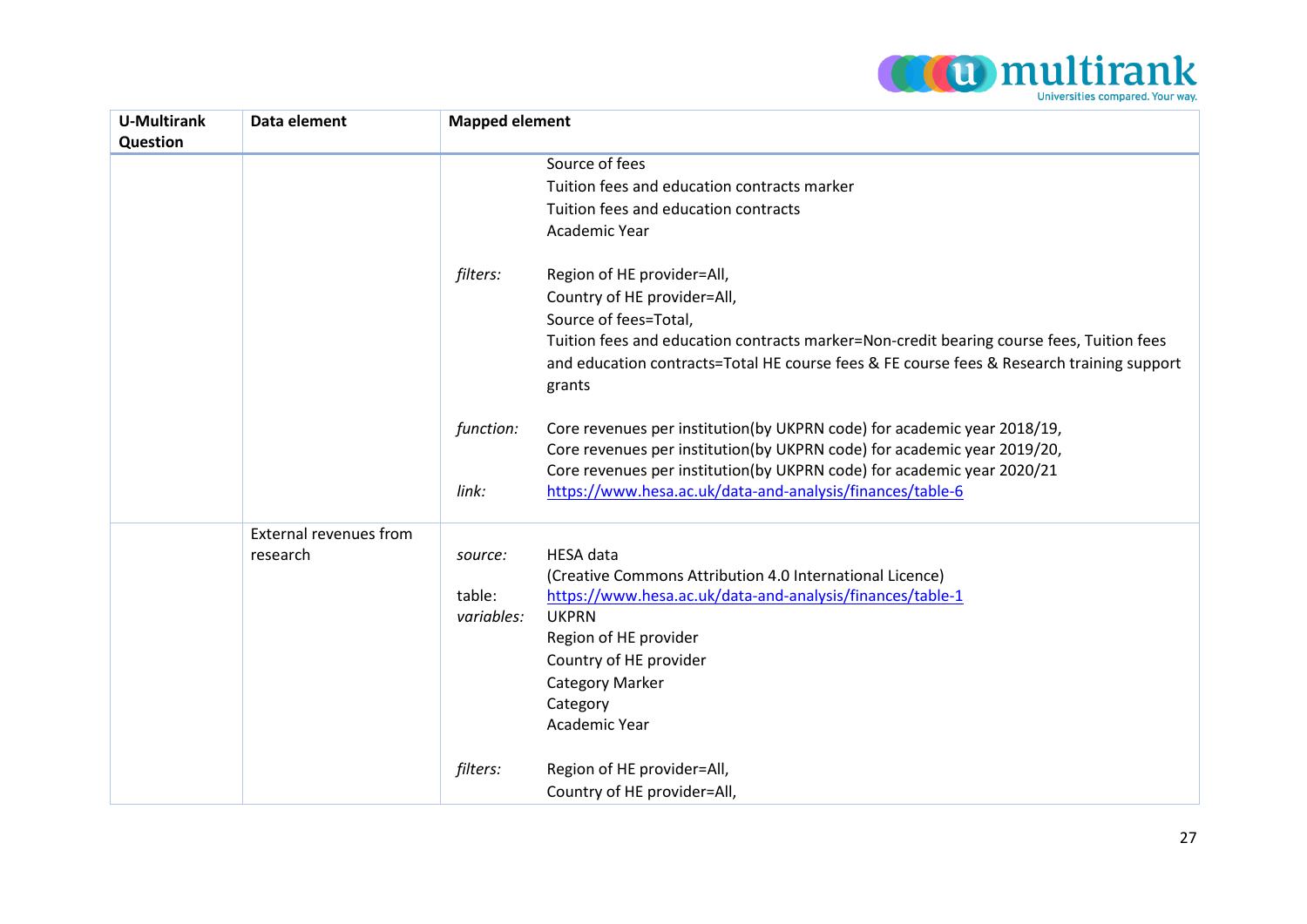| U-Multirank Question | Data element | Mapped element |
|---|---|---|
| | | Source of fees<br>Tuition fees and education contracts marker<br>Tuition fees and education contracts<br>Academic Year<br><br>*filters:* Region of HE provider=All,<br>Country of HE provider=All,<br>Source of fees=Total,<br>Tuition fees and education contracts marker=Non-credit bearing course fees, Tuition fees and education contracts=Total HE course fees & FE course fees & Research training support grants<br><br>*function:* Core revenues per institution(by UKPRN code) for academic year 2018/19,<br>Core revenues per institution(by UKPRN code) for academic year 2019/20,<br>Core revenues per institution(by UKPRN code) for academic year 2020/21<br>*link:* https://www.hesa.ac.uk/data-and-analysis/finances/table-6 |
| | External revenues from research | *source:* HESA data<br>(Creative Commons Attribution 4.0 International Licence)<br>table: https://www.hesa.ac.uk/data-and-analysis/finances/table-1<br>*variables:* UKPRN<br>Region of HE provider<br>Country of HE provider<br>Category Marker<br>Category<br>Academic Year<br><br>*filters:* Region of HE provider=All,<br>Country of HE provider=All, |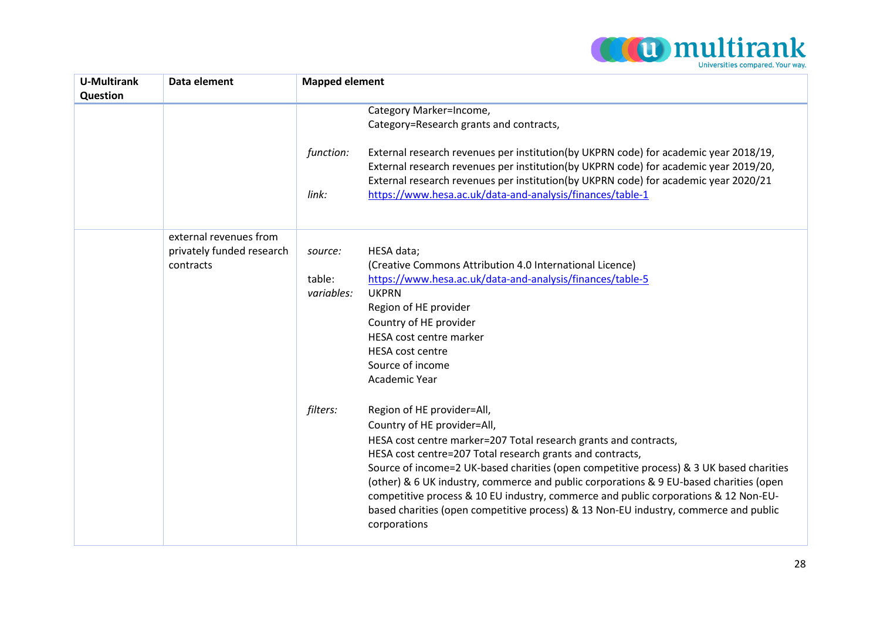| U-Multirank Question | Data element | Mapped element |
|---|---|---|
| | | Category Marker=Income,<br>Category=Research grants and contracts,<br><br>*function:* External research revenues per institution(by UKPRN code) for academic year 2018/19, External research revenues per institution(by UKPRN code) for academic year 2019/20, External research revenues per institution(by UKPRN code) for academic year 2020/21<br>*link:* https://www.hesa.ac.uk/data-and-analysis/finances/table-1 |
| | external revenues from privately funded research contracts | *source:* HESA data; (Creative Commons Attribution 4.0 International Licence)<br>table: https://www.hesa.ac.uk/data-and-analysis/finances/table-5<br>*variables:* UKPRN<br>Region of HE provider<br>Country of HE provider<br>HESA cost centre marker<br>HESA cost centre<br>Source of income<br>Academic Year<br><br>*filters:* Region of HE provider=All,<br>Country of HE provider=All,<br>HESA cost centre marker=207 Total research grants and contracts,<br>HESA cost centre=207 Total research grants and contracts,<br>Source of income=2 UK-based charities (open competitive process) & 3 UK based charities (other) & 6 UK industry, commerce and public corporations & 9 EU-based charities (open competitive process & 10 EU industry, commerce and public corporations & 12 Non-EU-based charities (open competitive process) & 13 Non-EU industry, commerce and public corporations |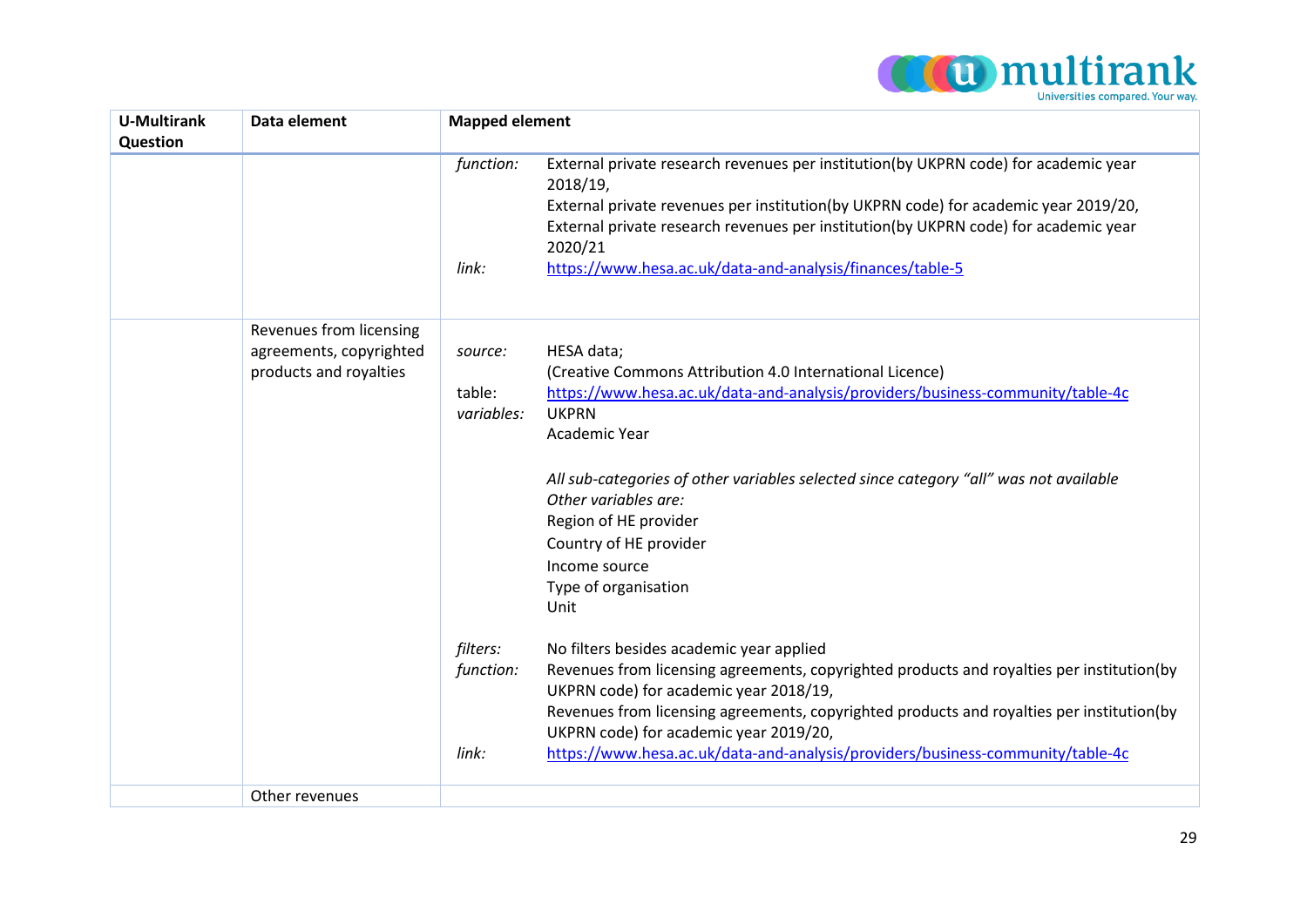| U-Multirank Question | Data element | Mapped element |
|---|---|---|
| | | *function:* External private research revenues per institution(by UKPRN code) for academic year 2018/19, External private revenues per institution(by UKPRN code) for academic year 2019/20, External private research revenues per institution(by UKPRN code) for academic year 2020/21<br>*link:* https://www.hesa.ac.uk/data-and-analysis/finances/table-5 |
| | Revenues from licensing agreements, copyrighted products and royalties | *source:* HESA data; (Creative Commons Attribution 4.0 International Licence)<br>table: https://www.hesa.ac.uk/data-and-analysis/providers/business-community/table-4c<br>*variables:* UKPRN<br>Academic Year<br><br>*All sub-categories of other variables selected since category "all" was not available*<br>*Other variables are:*<br>Region of HE provider<br>Country of HE provider<br>Income source<br>Type of organisation<br>Unit<br><br>*filters:* No filters besides academic year applied<br>*function:* Revenues from licensing agreements, copyrighted products and royalties per institution(by UKPRN code) for academic year 2018/19, Revenues from licensing agreements, copyrighted products and royalties per institution(by UKPRN code) for academic year 2019/20,<br>*link:* https://www.hesa.ac.uk/data-and-analysis/providers/business-community/table-4c |
| | Other revenues | |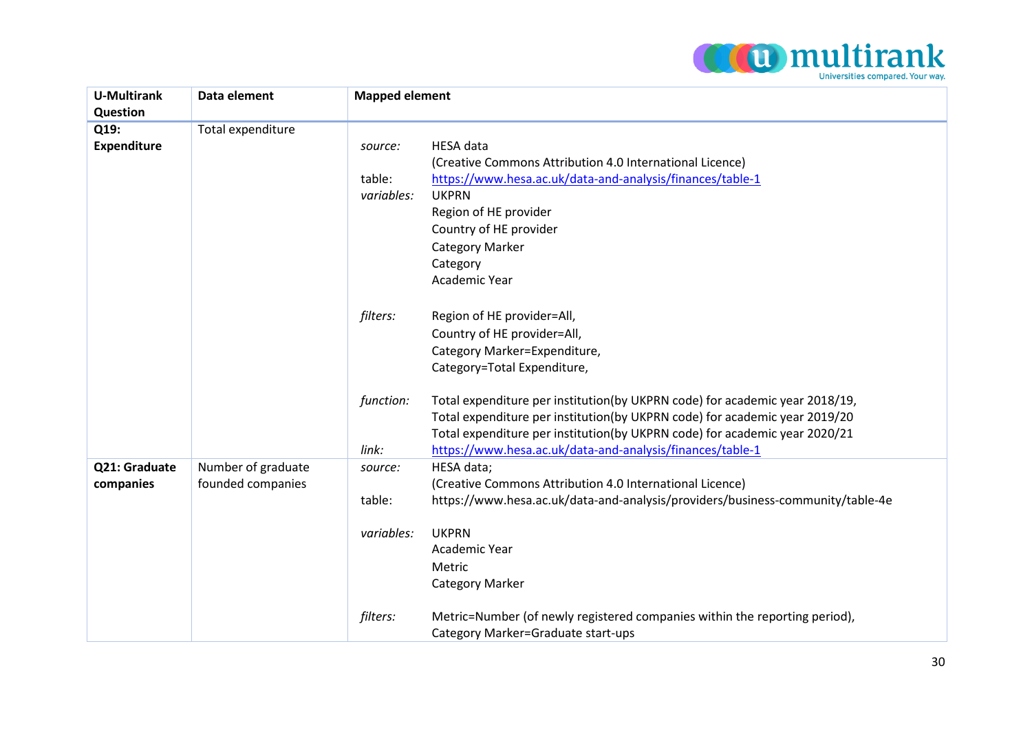| U-Multirank Question | Data element | Mapped element |
|---|---|---|
| **Q19: Expenditure** | Total expenditure | *source:* HESA data (Creative Commons Attribution 4.0 International Licence)<br>table: https://www.hesa.ac.uk/data-and-analysis/finances/table-1<br>*variables:* UKPRN<br>Region of HE provider<br>Country of HE provider<br>Category Marker<br>Category<br>Academic Year<br><br>*filters:* Region of HE provider=All,<br>Country of HE provider=All,<br>Category Marker=Expenditure,<br>Category=Total Expenditure,<br><br>*function:* Total expenditure per institution(by UKPRN code) for academic year 2018/19,<br>Total expenditure per institution(by UKPRN code) for academic year 2019/20<br>Total expenditure per institution(by UKPRN code) for academic year 2020/21<br>*link:* https://www.hesa.ac.uk/data-and-analysis/finances/table-1 |
| **Q21: Graduate companies** | Number of graduate founded companies | *source:* HESA data; (Creative Commons Attribution 4.0 International Licence)<br>table: https://www.hesa.ac.uk/data-and-analysis/providers/business-community/table-4e<br><br>*variables:* UKPRN<br>Academic Year<br>Metric<br>Category Marker<br><br>*filters:* Metric=Number (of newly registered companies within the reporting period),<br>Category Marker=Graduate start-ups |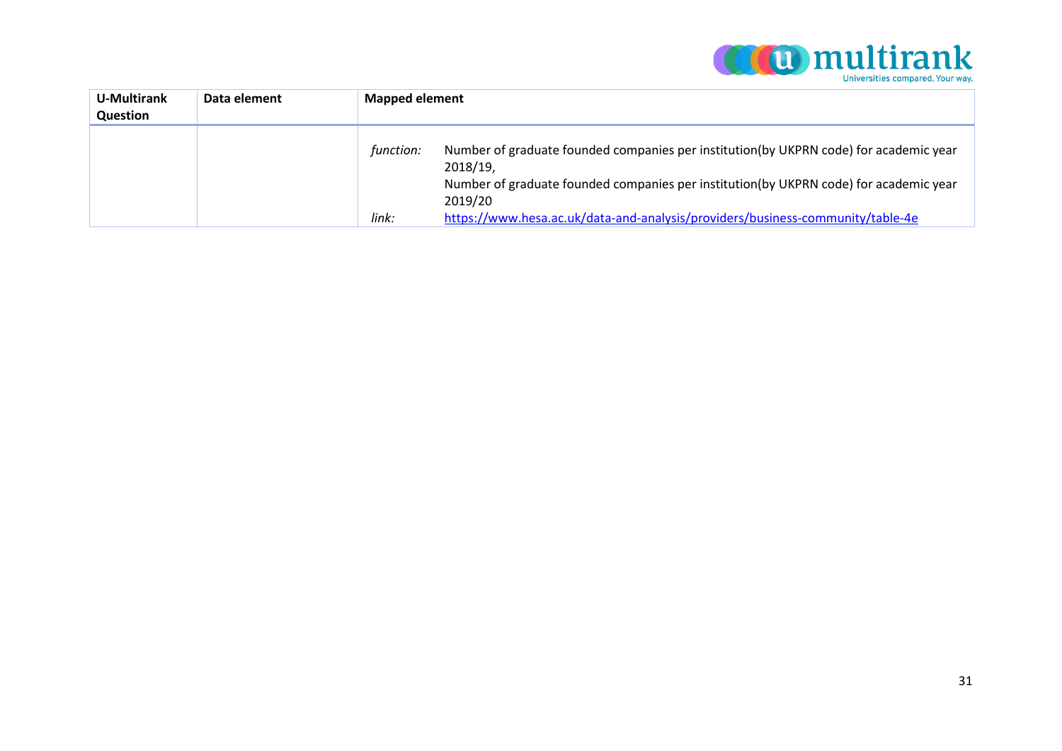| U-Multirank Question | Data element | Mapped element | |
|---|---|---|---|
| | | *function:* | Number of graduate founded companies per institution(by UKPRN code) for academic year 2018/19,<br>Number of graduate founded companies per institution(by UKPRN code) for academic year 2019/20 |
| | | *link:* | https://www.hesa.ac.uk/data-and-analysis/providers/business-community/table-4e |